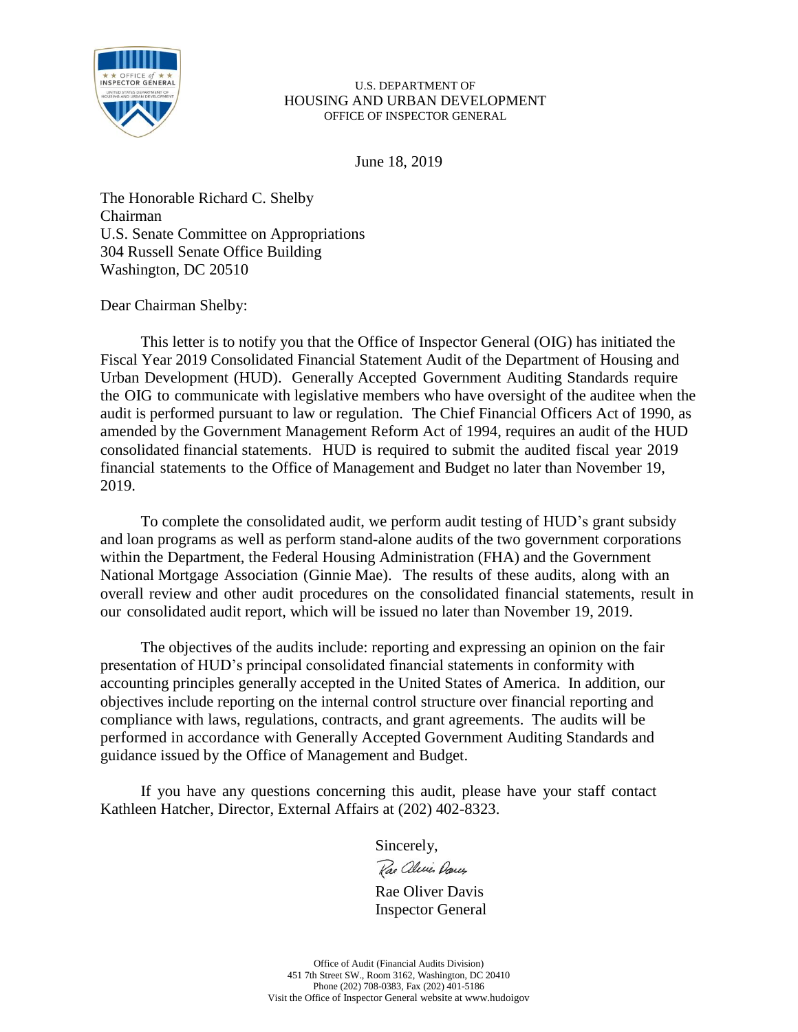U.S. DEPARTMENT OF
HOUSING AND URBAN DEVELOPMENT
OFFICE OF INSPECTOR GENERAL

June 18, 2019

The Honorable Richard C. Shelby
Chairman
U.S. Senate Committee on Appropriations
304 Russell Senate Office Building
Washington, DC 20510

Dear Chairman Shelby:

This letter is to notify you that the Office of Inspector General (OIG) has initiated the Fiscal Year 2019 Consolidated Financial Statement Audit of the Department of Housing and Urban Development (HUD). Generally Accepted Government Auditing Standards require the OIG to communicate with legislative members who have oversight of the auditee when the audit is performed pursuant to law or regulation. The Chief Financial Officers Act of 1990, as amended by the Government Management Reform Act of 1994, requires an audit of the HUD consolidated financial statements. HUD is required to submit the audited fiscal year 2019 financial statements to the Office of Management and Budget no later than November 19, 2019.

To complete the consolidated audit, we perform audit testing of HUD's grant subsidy and loan programs as well as perform stand-alone audits of the two government corporations within the Department, the Federal Housing Administration (FHA) and the Government National Mortgage Association (Ginnie Mae). The results of these audits, along with an overall review and other audit procedures on the consolidated financial statements, result in our consolidated audit report, which will be issued no later than November 19, 2019.

The objectives of the audits include: reporting and expressing an opinion on the fair presentation of HUD's principal consolidated financial statements in conformity with accounting principles generally accepted in the United States of America. In addition, our objectives include reporting on the internal control structure over financial reporting and compliance with laws, regulations, contracts, and grant agreements. The audits will be performed in accordance with Generally Accepted Government Auditing Standards and guidance issued by the Office of Management and Budget.

If you have any questions concerning this audit, please have your staff contact Kathleen Hatcher, Director, External Affairs at (202) 402-8323.

Sincerely,

Rae Oliver Davis

Rae Oliver Davis
Inspector General

Office of Audit (Financial Audits Division)
451 7th Street SW., Room 3162, Washington, DC 20410
Phone (202) 708-0383, Fax (202) 401-5186
Visit the Office of Inspector General website at www.hudoigov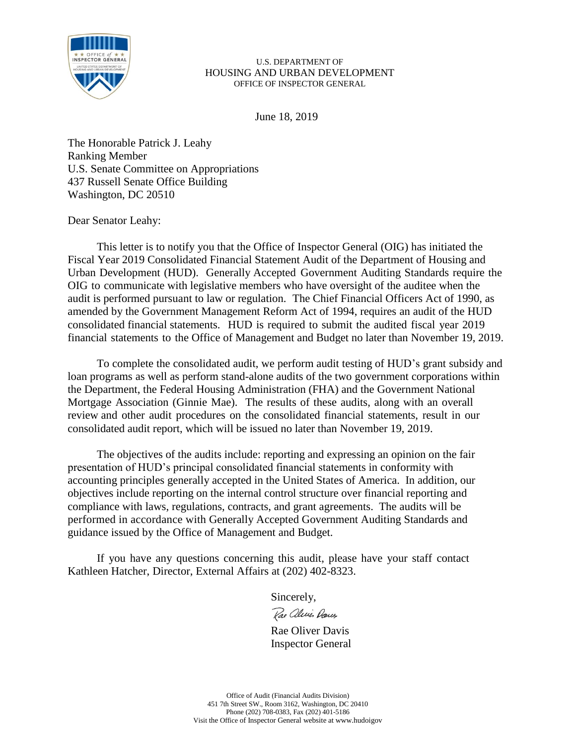U.S. DEPARTMENT OF
HOUSING AND URBAN DEVELOPMENT
OFFICE OF INSPECTOR GENERAL

June 18, 2019

The Honorable Patrick J. Leahy
Ranking Member
U.S. Senate Committee on Appropriations
437 Russell Senate Office Building
Washington, DC 20510

Dear Senator Leahy:

This letter is to notify you that the Office of Inspector General (OIG) has initiated the Fiscal Year 2019 Consolidated Financial Statement Audit of the Department of Housing and Urban Development (HUD). Generally Accepted Government Auditing Standards require the OIG to communicate with legislative members who have oversight of the auditee when the audit is performed pursuant to law or regulation. The Chief Financial Officers Act of 1990, as amended by the Government Management Reform Act of 1994, requires an audit of the HUD consolidated financial statements. HUD is required to submit the audited fiscal year 2019 financial statements to the Office of Management and Budget no later than November 19, 2019.

To complete the consolidated audit, we perform audit testing of HUD's grant subsidy and loan programs as well as perform stand-alone audits of the two government corporations within the Department, the Federal Housing Administration (FHA) and the Government National Mortgage Association (Ginnie Mae). The results of these audits, along with an overall review and other audit procedures on the consolidated financial statements, result in our consolidated audit report, which will be issued no later than November 19, 2019.

The objectives of the audits include: reporting and expressing an opinion on the fair presentation of HUD's principal consolidated financial statements in conformity with accounting principles generally accepted in the United States of America. In addition, our objectives include reporting on the internal control structure over financial reporting and compliance with laws, regulations, contracts, and grant agreements. The audits will be performed in accordance with Generally Accepted Government Auditing Standards and guidance issued by the Office of Management and Budget.

If you have any questions concerning this audit, please have your staff contact Kathleen Hatcher, Director, External Affairs at (202) 402-8323.

Sincerely,

Rae Oliver Davis
Inspector General

Office of Audit (Financial Audits Division)
451 7th Street SW., Room 3162, Washington, DC 20410
Phone (202) 708-0383, Fax (202) 401-5186
Visit the Office of Inspector General website at www.hudoigov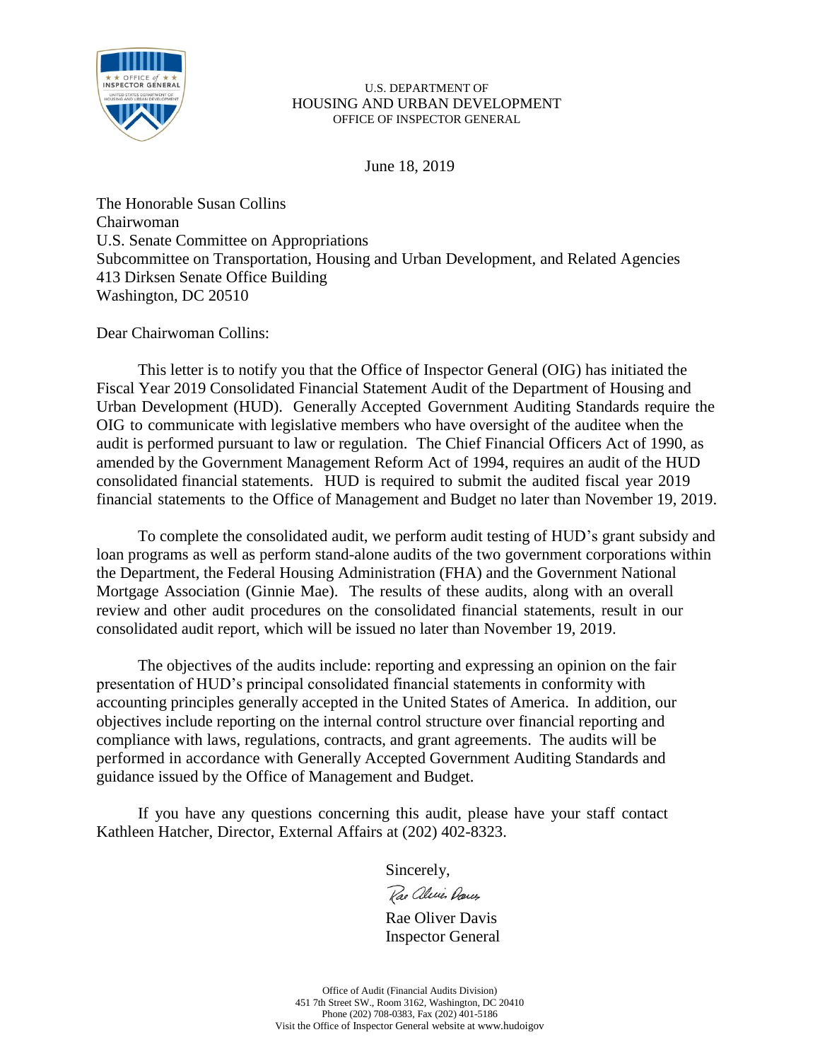U.S. DEPARTMENT OF
HOUSING AND URBAN DEVELOPMENT
OFFICE OF INSPECTOR GENERAL

June 18, 2019

The Honorable Susan Collins
Chairwoman
U.S. Senate Committee on Appropriations
Subcommittee on Transportation, Housing and Urban Development, and Related Agencies
413 Dirksen Senate Office Building
Washington, DC 20510

Dear Chairwoman Collins:

This letter is to notify you that the Office of Inspector General (OIG) has initiated the Fiscal Year 2019 Consolidated Financial Statement Audit of the Department of Housing and Urban Development (HUD). Generally Accepted Government Auditing Standards require the OIG to communicate with legislative members who have oversight of the auditee when the audit is performed pursuant to law or regulation. The Chief Financial Officers Act of 1990, as amended by the Government Management Reform Act of 1994, requires an audit of the HUD consolidated financial statements. HUD is required to submit the audited fiscal year 2019 financial statements to the Office of Management and Budget no later than November 19, 2019.

To complete the consolidated audit, we perform audit testing of HUD's grant subsidy and loan programs as well as perform stand-alone audits of the two government corporations within the Department, the Federal Housing Administration (FHA) and the Government National Mortgage Association (Ginnie Mae). The results of these audits, along with an overall review and other audit procedures on the consolidated financial statements, result in our consolidated audit report, which will be issued no later than November 19, 2019.

The objectives of the audits include: reporting and expressing an opinion on the fair presentation of HUD's principal consolidated financial statements in conformity with accounting principles generally accepted in the United States of America. In addition, our objectives include reporting on the internal control structure over financial reporting and compliance with laws, regulations, contracts, and grant agreements. The audits will be performed in accordance with Generally Accepted Government Auditing Standards and guidance issued by the Office of Management and Budget.

If you have any questions concerning this audit, please have your staff contact Kathleen Hatcher, Director, External Affairs at (202) 402-8323.

Sincerely,

Rae Oliver Davis
Inspector General

Office of Audit (Financial Audits Division)
451 7th Street SW., Room 3162, Washington, DC 20410
Phone (202) 708-0383, Fax (202) 401-5186
Visit the Office of Inspector General website at www.hudoigov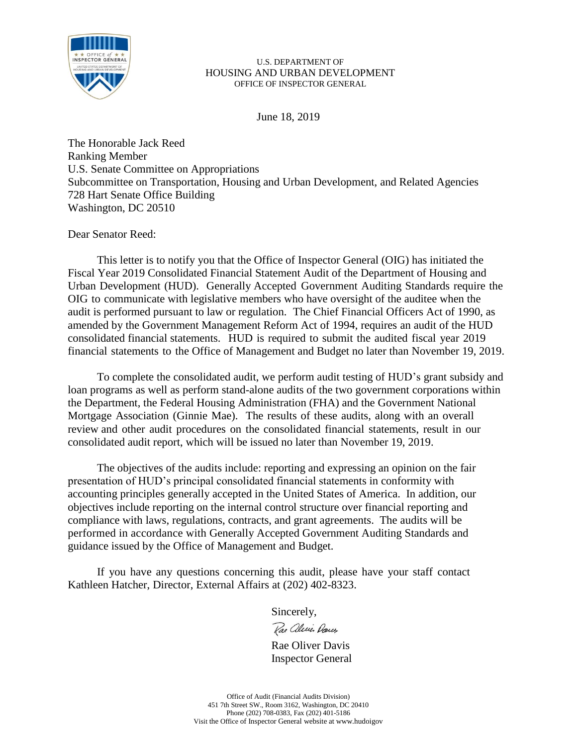U.S. DEPARTMENT OF
HOUSING AND URBAN DEVELOPMENT
OFFICE OF INSPECTOR GENERAL

June 18, 2019

The Honorable Jack Reed
Ranking Member
U.S. Senate Committee on Appropriations
Subcommittee on Transportation, Housing and Urban Development, and Related Agencies
728 Hart Senate Office Building
Washington, DC 20510

Dear Senator Reed:

This letter is to notify you that the Office of Inspector General (OIG) has initiated the Fiscal Year 2019 Consolidated Financial Statement Audit of the Department of Housing and Urban Development (HUD). Generally Accepted Government Auditing Standards require the OIG to communicate with legislative members who have oversight of the auditee when the audit is performed pursuant to law or regulation. The Chief Financial Officers Act of 1990, as amended by the Government Management Reform Act of 1994, requires an audit of the HUD consolidated financial statements. HUD is required to submit the audited fiscal year 2019 financial statements to the Office of Management and Budget no later than November 19, 2019.

To complete the consolidated audit, we perform audit testing of HUD's grant subsidy and loan programs as well as perform stand-alone audits of the two government corporations within the Department, the Federal Housing Administration (FHA) and the Government National Mortgage Association (Ginnie Mae). The results of these audits, along with an overall review and other audit procedures on the consolidated financial statements, result in our consolidated audit report, which will be issued no later than November 19, 2019.

The objectives of the audits include: reporting and expressing an opinion on the fair presentation of HUD's principal consolidated financial statements in conformity with accounting principles generally accepted in the United States of America. In addition, our objectives include reporting on the internal control structure over financial reporting and compliance with laws, regulations, contracts, and grant agreements. The audits will be performed in accordance with Generally Accepted Government Auditing Standards and guidance issued by the Office of Management and Budget.

If you have any questions concerning this audit, please have your staff contact Kathleen Hatcher, Director, External Affairs at (202) 402-8323.

Sincerely,

Rae Oliver Davis
Inspector General

Office of Audit (Financial Audits Division)
451 7th Street SW., Room 3162, Washington, DC 20410
Phone (202) 708-0383, Fax (202) 401-5186
Visit the Office of Inspector General website at www.hudoigov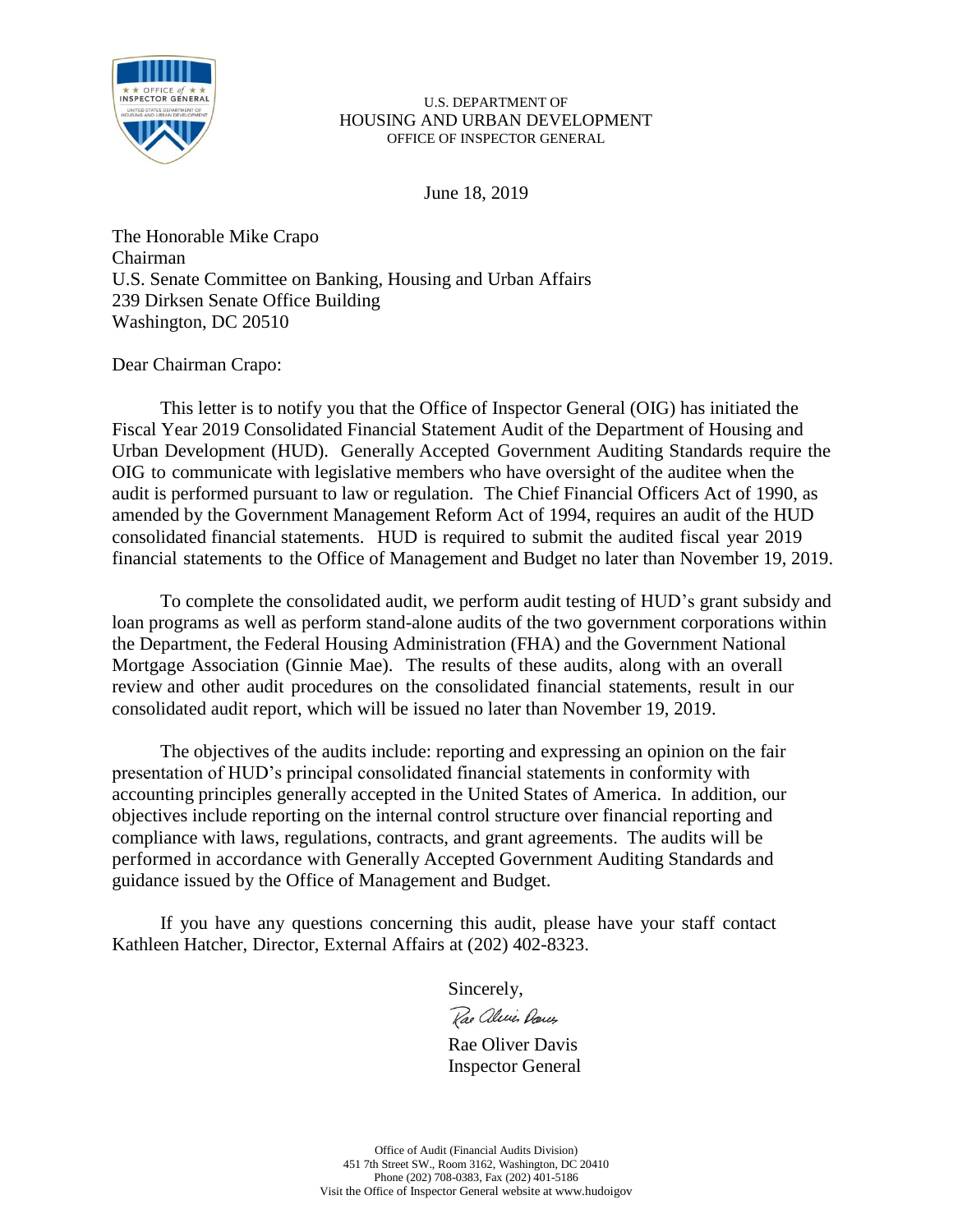U.S. DEPARTMENT OF
HOUSING AND URBAN DEVELOPMENT
OFFICE OF INSPECTOR GENERAL

June 18, 2019

The Honorable Mike Crapo
Chairman
U.S. Senate Committee on Banking, Housing and Urban Affairs
239 Dirksen Senate Office Building
Washington, DC 20510

Dear Chairman Crapo:

This letter is to notify you that the Office of Inspector General (OIG) has initiated the Fiscal Year 2019 Consolidated Financial Statement Audit of the Department of Housing and Urban Development (HUD). Generally Accepted Government Auditing Standards require the OIG to communicate with legislative members who have oversight of the auditee when the audit is performed pursuant to law or regulation. The Chief Financial Officers Act of 1990, as amended by the Government Management Reform Act of 1994, requires an audit of the HUD consolidated financial statements. HUD is required to submit the audited fiscal year 2019 financial statements to the Office of Management and Budget no later than November 19, 2019.

To complete the consolidated audit, we perform audit testing of HUD's grant subsidy and loan programs as well as perform stand-alone audits of the two government corporations within the Department, the Federal Housing Administration (FHA) and the Government National Mortgage Association (Ginnie Mae). The results of these audits, along with an overall review and other audit procedures on the consolidated financial statements, result in our consolidated audit report, which will be issued no later than November 19, 2019.

The objectives of the audits include: reporting and expressing an opinion on the fair presentation of HUD's principal consolidated financial statements in conformity with accounting principles generally accepted in the United States of America. In addition, our objectives include reporting on the internal control structure over financial reporting and compliance with laws, regulations, contracts, and grant agreements. The audits will be performed in accordance with Generally Accepted Government Auditing Standards and guidance issued by the Office of Management and Budget.

If you have any questions concerning this audit, please have your staff contact Kathleen Hatcher, Director, External Affairs at (202) 402-8323.

Sincerely,

Rae Oliver Davis
Inspector General

Office of Audit (Financial Audits Division)
451 7th Street SW., Room 3162, Washington, DC 20410
Phone (202) 708-0383, Fax (202) 401-5186
Visit the Office of Inspector General website at www.hudoigov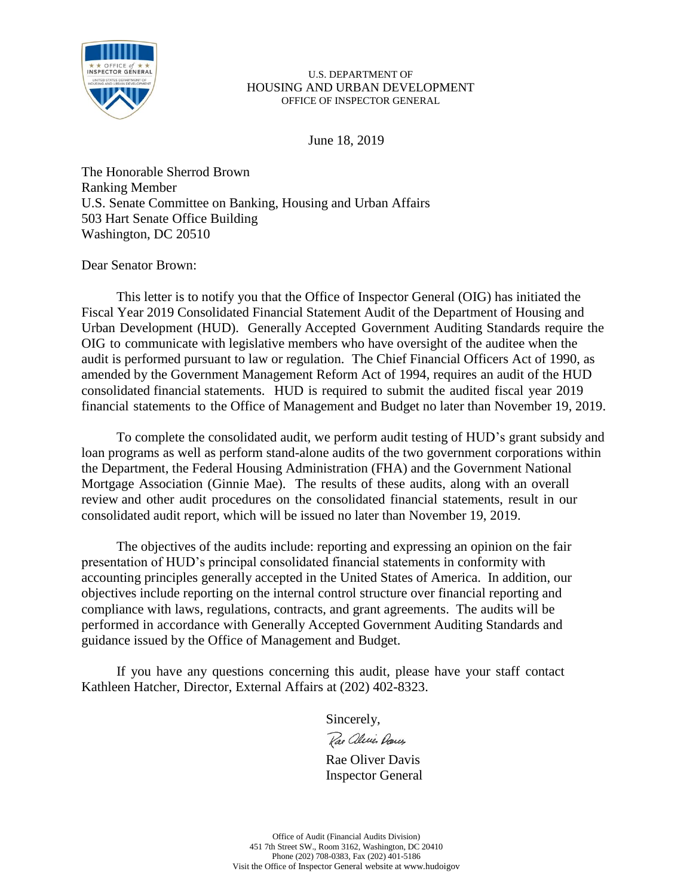U.S. DEPARTMENT OF
HOUSING AND URBAN DEVELOPMENT
OFFICE OF INSPECTOR GENERAL

June 18, 2019

The Honorable Sherrod Brown
Ranking Member
U.S. Senate Committee on Banking, Housing and Urban Affairs
503 Hart Senate Office Building
Washington, DC 20510

Dear Senator Brown:

This letter is to notify you that the Office of Inspector General (OIG) has initiated the Fiscal Year 2019 Consolidated Financial Statement Audit of the Department of Housing and Urban Development (HUD). Generally Accepted Government Auditing Standards require the OIG to communicate with legislative members who have oversight of the auditee when the audit is performed pursuant to law or regulation. The Chief Financial Officers Act of 1990, as amended by the Government Management Reform Act of 1994, requires an audit of the HUD consolidated financial statements. HUD is required to submit the audited fiscal year 2019 financial statements to the Office of Management and Budget no later than November 19, 2019.

To complete the consolidated audit, we perform audit testing of HUD's grant subsidy and loan programs as well as perform stand-alone audits of the two government corporations within the Department, the Federal Housing Administration (FHA) and the Government National Mortgage Association (Ginnie Mae). The results of these audits, along with an overall review and other audit procedures on the consolidated financial statements, result in our consolidated audit report, which will be issued no later than November 19, 2019.

The objectives of the audits include: reporting and expressing an opinion on the fair presentation of HUD's principal consolidated financial statements in conformity with accounting principles generally accepted in the United States of America. In addition, our objectives include reporting on the internal control structure over financial reporting and compliance with laws, regulations, contracts, and grant agreements. The audits will be performed in accordance with Generally Accepted Government Auditing Standards and guidance issued by the Office of Management and Budget.

If you have any questions concerning this audit, please have your staff contact Kathleen Hatcher, Director, External Affairs at (202) 402-8323.

Sincerely,

Rae Oliver Davis
Inspector General

Office of Audit (Financial Audits Division)
451 7th Street SW., Room 3162, Washington, DC 20410
Phone (202) 708-0383, Fax (202) 401-5186
Visit the Office of Inspector General website at www.hudoigov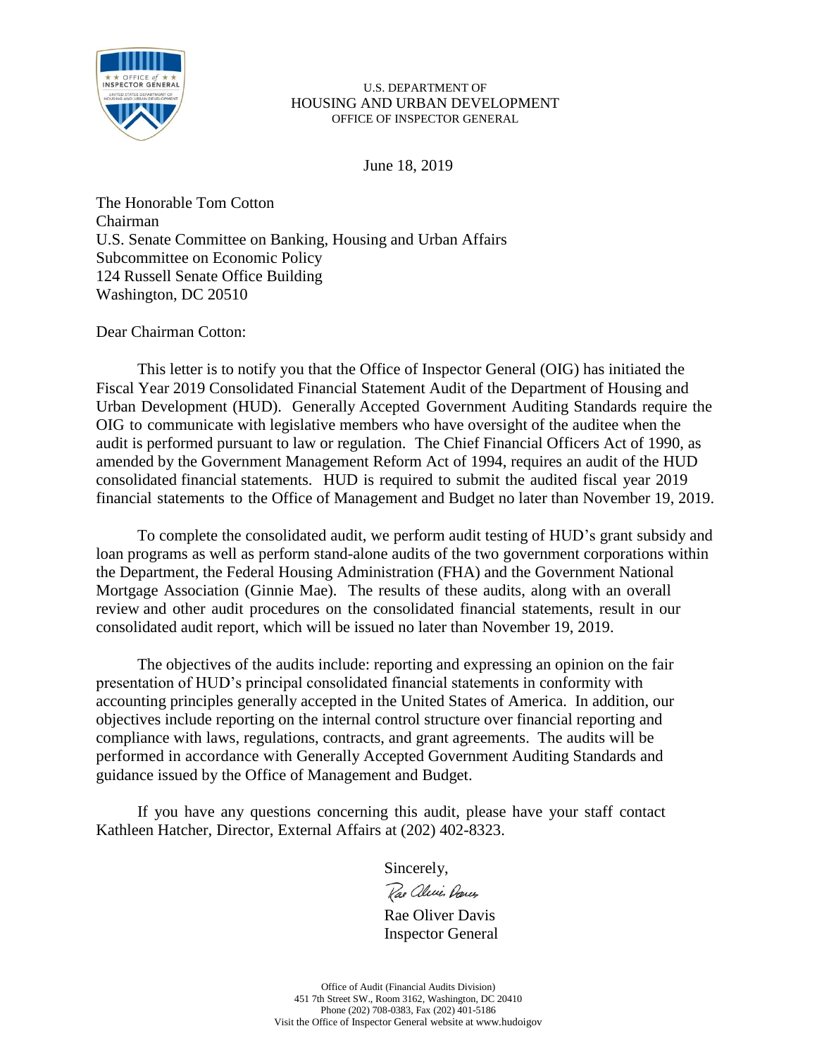U.S. DEPARTMENT OF
HOUSING AND URBAN DEVELOPMENT
OFFICE OF INSPECTOR GENERAL

June 18, 2019

The Honorable Tom Cotton
Chairman
U.S. Senate Committee on Banking, Housing and Urban Affairs
Subcommittee on Economic Policy
124 Russell Senate Office Building
Washington, DC 20510

Dear Chairman Cotton:

This letter is to notify you that the Office of Inspector General (OIG) has initiated the Fiscal Year 2019 Consolidated Financial Statement Audit of the Department of Housing and Urban Development (HUD). Generally Accepted Government Auditing Standards require the OIG to communicate with legislative members who have oversight of the auditee when the audit is performed pursuant to law or regulation. The Chief Financial Officers Act of 1990, as amended by the Government Management Reform Act of 1994, requires an audit of the HUD consolidated financial statements. HUD is required to submit the audited fiscal year 2019 financial statements to the Office of Management and Budget no later than November 19, 2019.

To complete the consolidated audit, we perform audit testing of HUD's grant subsidy and loan programs as well as perform stand-alone audits of the two government corporations within the Department, the Federal Housing Administration (FHA) and the Government National Mortgage Association (Ginnie Mae). The results of these audits, along with an overall review and other audit procedures on the consolidated financial statements, result in our consolidated audit report, which will be issued no later than November 19, 2019.

The objectives of the audits include: reporting and expressing an opinion on the fair presentation of HUD's principal consolidated financial statements in conformity with accounting principles generally accepted in the United States of America. In addition, our objectives include reporting on the internal control structure over financial reporting and compliance with laws, regulations, contracts, and grant agreements. The audits will be performed in accordance with Generally Accepted Government Auditing Standards and guidance issued by the Office of Management and Budget.

If you have any questions concerning this audit, please have your staff contact Kathleen Hatcher, Director, External Affairs at (202) 402-8323.

Sincerely,

Rae Oliver Davis
Inspector General

Office of Audit (Financial Audits Division)
451 7th Street SW., Room 3162, Washington, DC 20410
Phone (202) 708-0383, Fax (202) 401-5186
Visit the Office of Inspector General website at www.hudoigov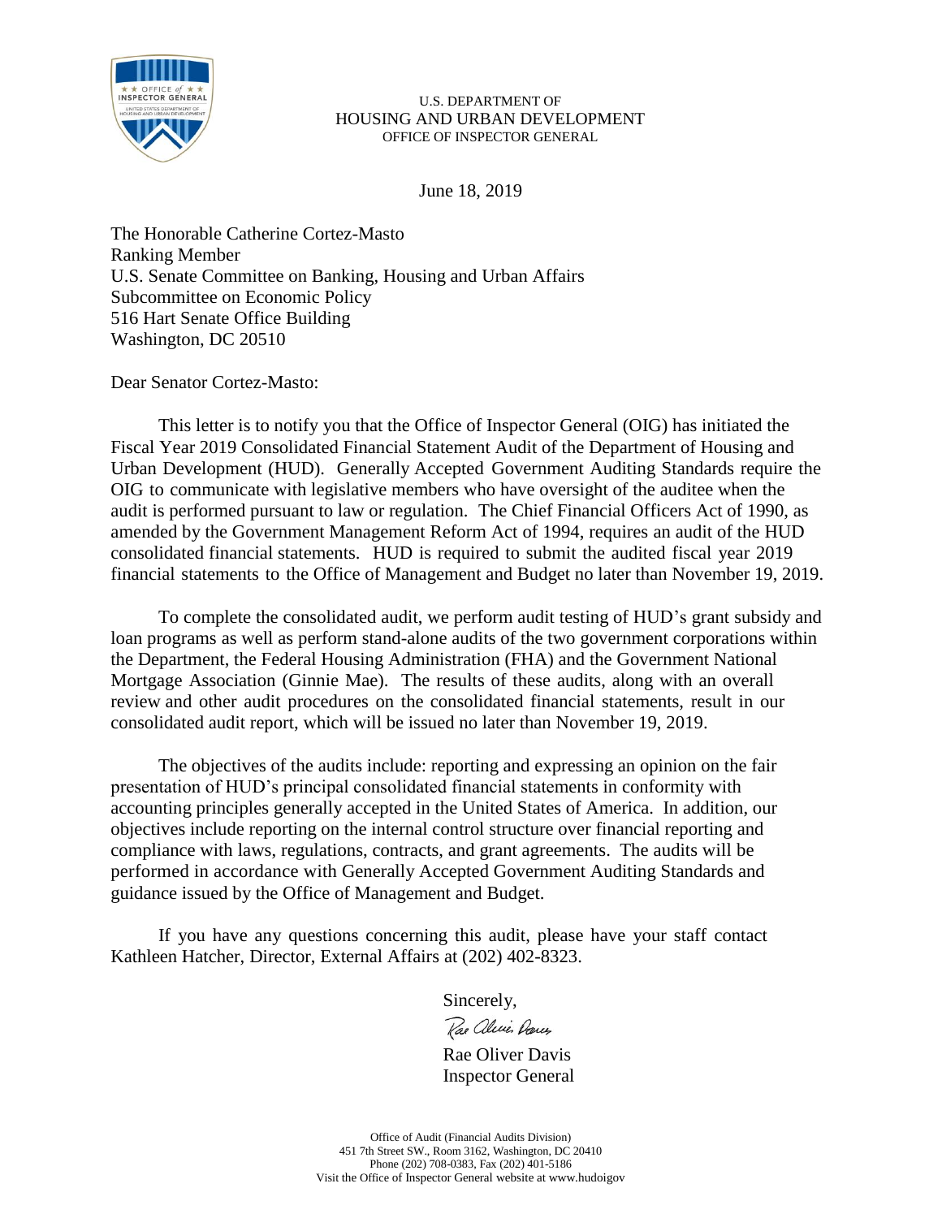U.S. DEPARTMENT OF
HOUSING AND URBAN DEVELOPMENT
OFFICE OF INSPECTOR GENERAL

June 18, 2019

The Honorable Catherine Cortez-Masto
Ranking Member
U.S. Senate Committee on Banking, Housing and Urban Affairs
Subcommittee on Economic Policy
516 Hart Senate Office Building
Washington, DC 20510

Dear Senator Cortez-Masto:

This letter is to notify you that the Office of Inspector General (OIG) has initiated the Fiscal Year 2019 Consolidated Financial Statement Audit of the Department of Housing and Urban Development (HUD). Generally Accepted Government Auditing Standards require the OIG to communicate with legislative members who have oversight of the auditee when the audit is performed pursuant to law or regulation. The Chief Financial Officers Act of 1990, as amended by the Government Management Reform Act of 1994, requires an audit of the HUD consolidated financial statements. HUD is required to submit the audited fiscal year 2019 financial statements to the Office of Management and Budget no later than November 19, 2019.

To complete the consolidated audit, we perform audit testing of HUD's grant subsidy and loan programs as well as perform stand-alone audits of the two government corporations within the Department, the Federal Housing Administration (FHA) and the Government National Mortgage Association (Ginnie Mae). The results of these audits, along with an overall review and other audit procedures on the consolidated financial statements, result in our consolidated audit report, which will be issued no later than November 19, 2019.

The objectives of the audits include: reporting and expressing an opinion on the fair presentation of HUD's principal consolidated financial statements in conformity with accounting principles generally accepted in the United States of America. In addition, our objectives include reporting on the internal control structure over financial reporting and compliance with laws, regulations, contracts, and grant agreements. The audits will be performed in accordance with Generally Accepted Government Auditing Standards and guidance issued by the Office of Management and Budget.

If you have any questions concerning this audit, please have your staff contact Kathleen Hatcher, Director, External Affairs at (202) 402-8323.

Sincerely,

Rae Oliver Davis
Inspector General

Office of Audit (Financial Audits Division)
451 7th Street SW., Room 3162, Washington, DC 20410
Phone (202) 708-0383, Fax (202) 401-5186
Visit the Office of Inspector General website at www.hudoigov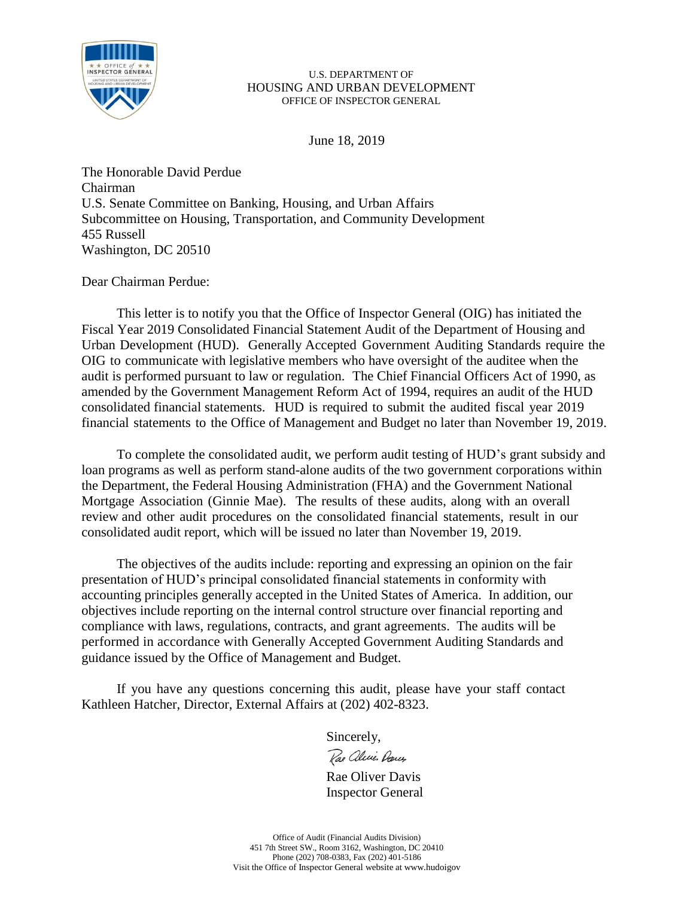U.S. DEPARTMENT OF
HOUSING AND URBAN DEVELOPMENT
OFFICE OF INSPECTOR GENERAL

June 18, 2019

The Honorable David Perdue
Chairman
U.S. Senate Committee on Banking, Housing, and Urban Affairs
Subcommittee on Housing, Transportation, and Community Development
455 Russell
Washington, DC 20510

Dear Chairman Perdue:

This letter is to notify you that the Office of Inspector General (OIG) has initiated the Fiscal Year 2019 Consolidated Financial Statement Audit of the Department of Housing and Urban Development (HUD). Generally Accepted Government Auditing Standards require the OIG to communicate with legislative members who have oversight of the auditee when the audit is performed pursuant to law or regulation. The Chief Financial Officers Act of 1990, as amended by the Government Management Reform Act of 1994, requires an audit of the HUD consolidated financial statements. HUD is required to submit the audited fiscal year 2019 financial statements to the Office of Management and Budget no later than November 19, 2019.

To complete the consolidated audit, we perform audit testing of HUD's grant subsidy and loan programs as well as perform stand-alone audits of the two government corporations within the Department, the Federal Housing Administration (FHA) and the Government National Mortgage Association (Ginnie Mae). The results of these audits, along with an overall review and other audit procedures on the consolidated financial statements, result in our consolidated audit report, which will be issued no later than November 19, 2019.

The objectives of the audits include: reporting and expressing an opinion on the fair presentation of HUD's principal consolidated financial statements in conformity with accounting principles generally accepted in the United States of America. In addition, our objectives include reporting on the internal control structure over financial reporting and compliance with laws, regulations, contracts, and grant agreements. The audits will be performed in accordance with Generally Accepted Government Auditing Standards and guidance issued by the Office of Management and Budget.

If you have any questions concerning this audit, please have your staff contact Kathleen Hatcher, Director, External Affairs at (202) 402-8323.

Sincerely,

Rae Oliver Davis
Inspector General

Office of Audit (Financial Audits Division)
451 7th Street SW., Room 3162, Washington, DC 20410
Phone (202) 708-0383, Fax (202) 401-5186
Visit the Office of Inspector General website at www.hudoigov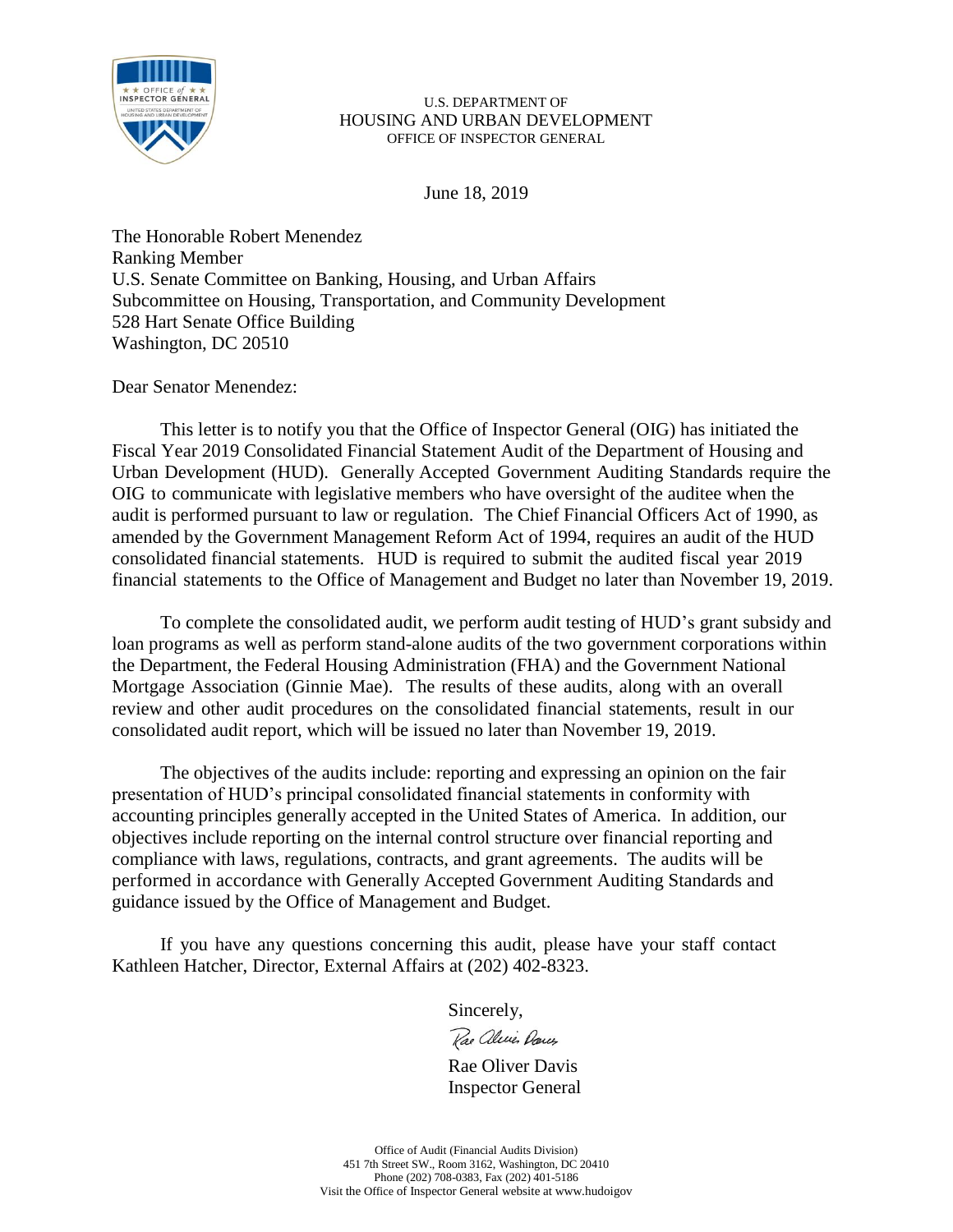U.S. DEPARTMENT OF
HOUSING AND URBAN DEVELOPMENT
OFFICE OF INSPECTOR GENERAL

June 18, 2019

The Honorable Robert Menendez
Ranking Member
U.S. Senate Committee on Banking, Housing, and Urban Affairs
Subcommittee on Housing, Transportation, and Community Development
528 Hart Senate Office Building
Washington, DC 20510

Dear Senator Menendez:

This letter is to notify you that the Office of Inspector General (OIG) has initiated the Fiscal Year 2019 Consolidated Financial Statement Audit of the Department of Housing and Urban Development (HUD). Generally Accepted Government Auditing Standards require the OIG to communicate with legislative members who have oversight of the auditee when the audit is performed pursuant to law or regulation. The Chief Financial Officers Act of 1990, as amended by the Government Management Reform Act of 1994, requires an audit of the HUD consolidated financial statements. HUD is required to submit the audited fiscal year 2019 financial statements to the Office of Management and Budget no later than November 19, 2019.

To complete the consolidated audit, we perform audit testing of HUD's grant subsidy and loan programs as well as perform stand-alone audits of the two government corporations within the Department, the Federal Housing Administration (FHA) and the Government National Mortgage Association (Ginnie Mae). The results of these audits, along with an overall review and other audit procedures on the consolidated financial statements, result in our consolidated audit report, which will be issued no later than November 19, 2019.

The objectives of the audits include: reporting and expressing an opinion on the fair presentation of HUD's principal consolidated financial statements in conformity with accounting principles generally accepted in the United States of America. In addition, our objectives include reporting on the internal control structure over financial reporting and compliance with laws, regulations, contracts, and grant agreements. The audits will be performed in accordance with Generally Accepted Government Auditing Standards and guidance issued by the Office of Management and Budget.

If you have any questions concerning this audit, please have your staff contact Kathleen Hatcher, Director, External Affairs at (202) 402-8323.

Sincerely,

Rae Oliver Davis
Inspector General

Office of Audit (Financial Audits Division)
451 7th Street SW., Room 3162, Washington, DC 20410
Phone (202) 708-0383, Fax (202) 401-5186
Visit the Office of Inspector General website at www.hudoigov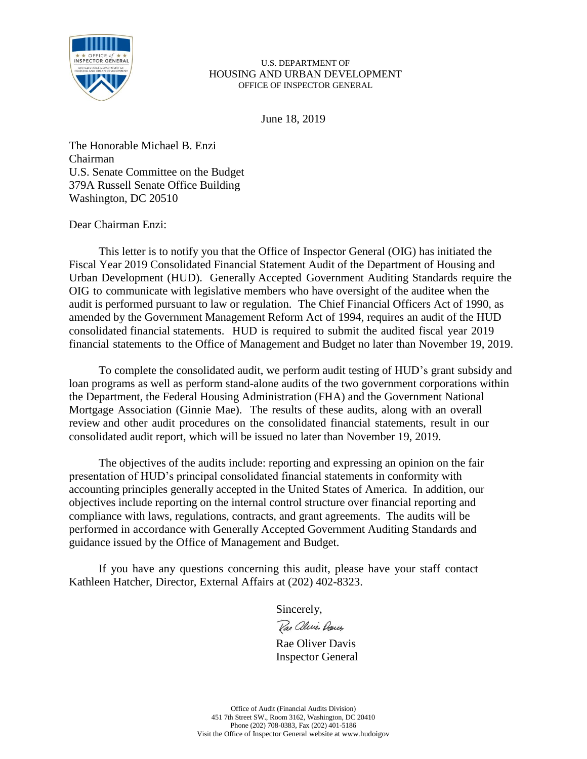U.S. DEPARTMENT OF
HOUSING AND URBAN DEVELOPMENT
OFFICE OF INSPECTOR GENERAL

June 18, 2019

The Honorable Michael B. Enzi
Chairman
U.S. Senate Committee on the Budget
379A Russell Senate Office Building
Washington, DC 20510

Dear Chairman Enzi:

This letter is to notify you that the Office of Inspector General (OIG) has initiated the Fiscal Year 2019 Consolidated Financial Statement Audit of the Department of Housing and Urban Development (HUD). Generally Accepted Government Auditing Standards require the OIG to communicate with legislative members who have oversight of the auditee when the audit is performed pursuant to law or regulation. The Chief Financial Officers Act of 1990, as amended by the Government Management Reform Act of 1994, requires an audit of the HUD consolidated financial statements. HUD is required to submit the audited fiscal year 2019 financial statements to the Office of Management and Budget no later than November 19, 2019.

To complete the consolidated audit, we perform audit testing of HUD's grant subsidy and loan programs as well as perform stand-alone audits of the two government corporations within the Department, the Federal Housing Administration (FHA) and the Government National Mortgage Association (Ginnie Mae). The results of these audits, along with an overall review and other audit procedures on the consolidated financial statements, result in our consolidated audit report, which will be issued no later than November 19, 2019.

The objectives of the audits include: reporting and expressing an opinion on the fair presentation of HUD's principal consolidated financial statements in conformity with accounting principles generally accepted in the United States of America. In addition, our objectives include reporting on the internal control structure over financial reporting and compliance with laws, regulations, contracts, and grant agreements. The audits will be performed in accordance with Generally Accepted Government Auditing Standards and guidance issued by the Office of Management and Budget.

If you have any questions concerning this audit, please have your staff contact Kathleen Hatcher, Director, External Affairs at (202) 402-8323.

Sincerely,

Rae Oliver Davis
Inspector General

Office of Audit (Financial Audits Division)
451 7th Street SW., Room 3162, Washington, DC 20410
Phone (202) 708-0383, Fax (202) 401-5186
Visit the Office of Inspector General website at www.hudoigov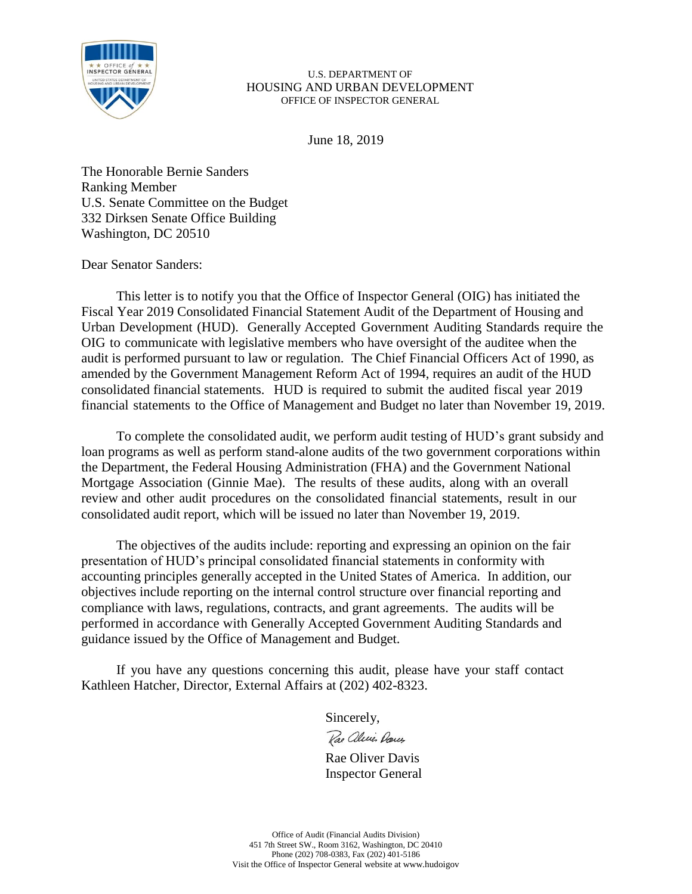U.S. DEPARTMENT OF
HOUSING AND URBAN DEVELOPMENT
OFFICE OF INSPECTOR GENERAL

June 18, 2019

The Honorable Bernie Sanders
Ranking Member
U.S. Senate Committee on the Budget
332 Dirksen Senate Office Building
Washington, DC 20510

Dear Senator Sanders:

This letter is to notify you that the Office of Inspector General (OIG) has initiated the Fiscal Year 2019 Consolidated Financial Statement Audit of the Department of Housing and Urban Development (HUD). Generally Accepted Government Auditing Standards require the OIG to communicate with legislative members who have oversight of the auditee when the audit is performed pursuant to law or regulation. The Chief Financial Officers Act of 1990, as amended by the Government Management Reform Act of 1994, requires an audit of the HUD consolidated financial statements. HUD is required to submit the audited fiscal year 2019 financial statements to the Office of Management and Budget no later than November 19, 2019.

To complete the consolidated audit, we perform audit testing of HUD's grant subsidy and loan programs as well as perform stand-alone audits of the two government corporations within the Department, the Federal Housing Administration (FHA) and the Government National Mortgage Association (Ginnie Mae). The results of these audits, along with an overall review and other audit procedures on the consolidated financial statements, result in our consolidated audit report, which will be issued no later than November 19, 2019.

The objectives of the audits include: reporting and expressing an opinion on the fair presentation of HUD's principal consolidated financial statements in conformity with accounting principles generally accepted in the United States of America. In addition, our objectives include reporting on the internal control structure over financial reporting and compliance with laws, regulations, contracts, and grant agreements. The audits will be performed in accordance with Generally Accepted Government Auditing Standards and guidance issued by the Office of Management and Budget.

If you have any questions concerning this audit, please have your staff contact Kathleen Hatcher, Director, External Affairs at (202) 402-8323.

Sincerely,

Rae Oliver Davis
Inspector General

Office of Audit (Financial Audits Division)
451 7th Street SW., Room 3162, Washington, DC 20410
Phone (202) 708-0383, Fax (202) 401-5186
Visit the Office of Inspector General website at www.hudoigov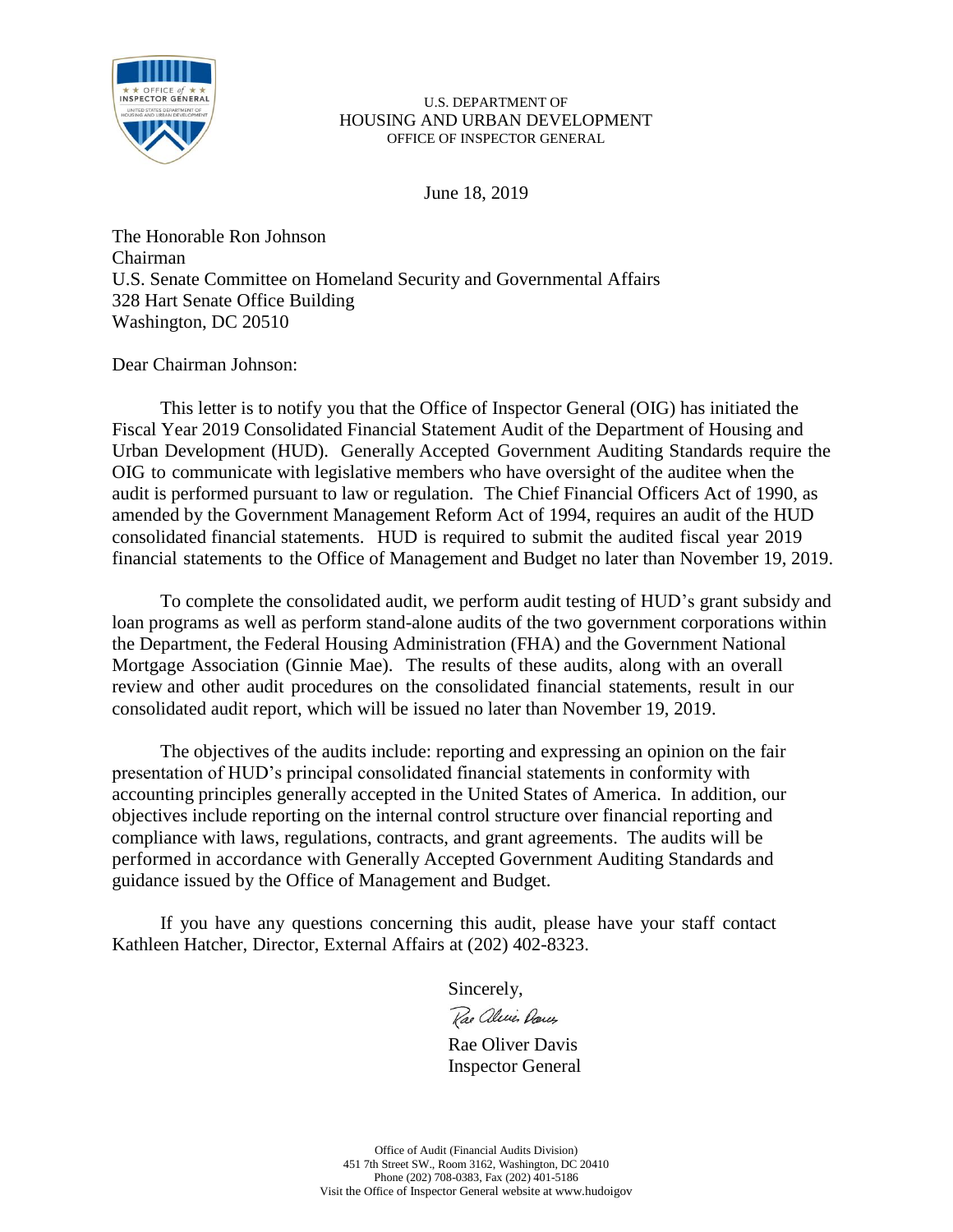U.S. DEPARTMENT OF
HOUSING AND URBAN DEVELOPMENT
OFFICE OF INSPECTOR GENERAL

June 18, 2019

The Honorable Ron Johnson
Chairman
U.S. Senate Committee on Homeland Security and Governmental Affairs
328 Hart Senate Office Building
Washington, DC 20510

Dear Chairman Johnson:

This letter is to notify you that the Office of Inspector General (OIG) has initiated the Fiscal Year 2019 Consolidated Financial Statement Audit of the Department of Housing and Urban Development (HUD). Generally Accepted Government Auditing Standards require the OIG to communicate with legislative members who have oversight of the auditee when the audit is performed pursuant to law or regulation. The Chief Financial Officers Act of 1990, as amended by the Government Management Reform Act of 1994, requires an audit of the HUD consolidated financial statements. HUD is required to submit the audited fiscal year 2019 financial statements to the Office of Management and Budget no later than November 19, 2019.

To complete the consolidated audit, we perform audit testing of HUD's grant subsidy and loan programs as well as perform stand-alone audits of the two government corporations within the Department, the Federal Housing Administration (FHA) and the Government National Mortgage Association (Ginnie Mae). The results of these audits, along with an overall review and other audit procedures on the consolidated financial statements, result in our consolidated audit report, which will be issued no later than November 19, 2019.

The objectives of the audits include: reporting and expressing an opinion on the fair presentation of HUD's principal consolidated financial statements in conformity with accounting principles generally accepted in the United States of America. In addition, our objectives include reporting on the internal control structure over financial reporting and compliance with laws, regulations, contracts, and grant agreements. The audits will be performed in accordance with Generally Accepted Government Auditing Standards and guidance issued by the Office of Management and Budget.

If you have any questions concerning this audit, please have your staff contact Kathleen Hatcher, Director, External Affairs at (202) 402-8323.

Sincerely,

Rae Oliver Davis
Inspector General

Office of Audit (Financial Audits Division)
451 7th Street SW., Room 3162, Washington, DC 20410
Phone (202) 708-0383, Fax (202) 401-5186
Visit the Office of Inspector General website at www.hudoigov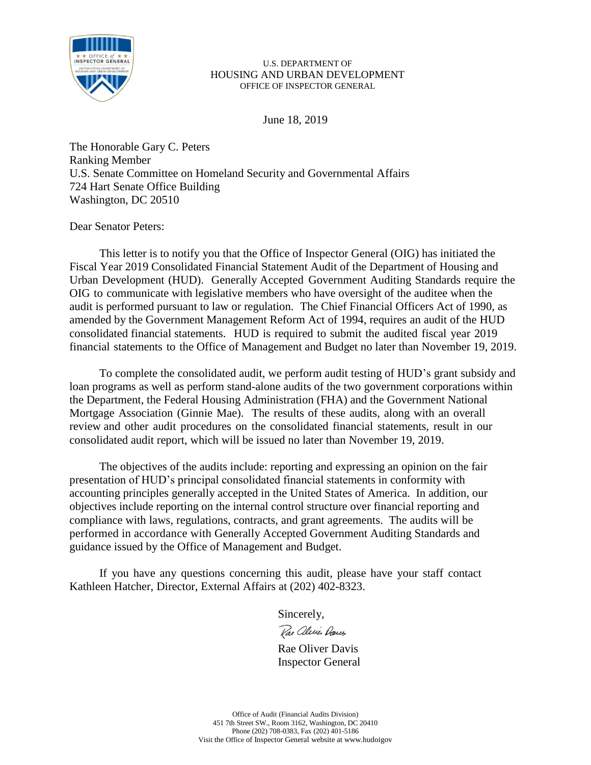U.S. DEPARTMENT OF
HOUSING AND URBAN DEVELOPMENT
OFFICE OF INSPECTOR GENERAL

June 18, 2019

The Honorable Gary C. Peters
Ranking Member
U.S. Senate Committee on Homeland Security and Governmental Affairs
724 Hart Senate Office Building
Washington, DC 20510

Dear Senator Peters:

This letter is to notify you that the Office of Inspector General (OIG) has initiated the Fiscal Year 2019 Consolidated Financial Statement Audit of the Department of Housing and Urban Development (HUD). Generally Accepted Government Auditing Standards require the OIG to communicate with legislative members who have oversight of the auditee when the audit is performed pursuant to law or regulation. The Chief Financial Officers Act of 1990, as amended by the Government Management Reform Act of 1994, requires an audit of the HUD consolidated financial statements. HUD is required to submit the audited fiscal year 2019 financial statements to the Office of Management and Budget no later than November 19, 2019.

To complete the consolidated audit, we perform audit testing of HUD's grant subsidy and loan programs as well as perform stand-alone audits of the two government corporations within the Department, the Federal Housing Administration (FHA) and the Government National Mortgage Association (Ginnie Mae). The results of these audits, along with an overall review and other audit procedures on the consolidated financial statements, result in our consolidated audit report, which will be issued no later than November 19, 2019.

The objectives of the audits include: reporting and expressing an opinion on the fair presentation of HUD's principal consolidated financial statements in conformity with accounting principles generally accepted in the United States of America. In addition, our objectives include reporting on the internal control structure over financial reporting and compliance with laws, regulations, contracts, and grant agreements. The audits will be performed in accordance with Generally Accepted Government Auditing Standards and guidance issued by the Office of Management and Budget.

If you have any questions concerning this audit, please have your staff contact Kathleen Hatcher, Director, External Affairs at (202) 402-8323.

Sincerely,

Rae Oliver Davis
Inspector General

Office of Audit (Financial Audits Division)
451 7th Street SW., Room 3162, Washington, DC 20410
Phone (202) 708-0383, Fax (202) 401-5186
Visit the Office of Inspector General website at www.hudoigov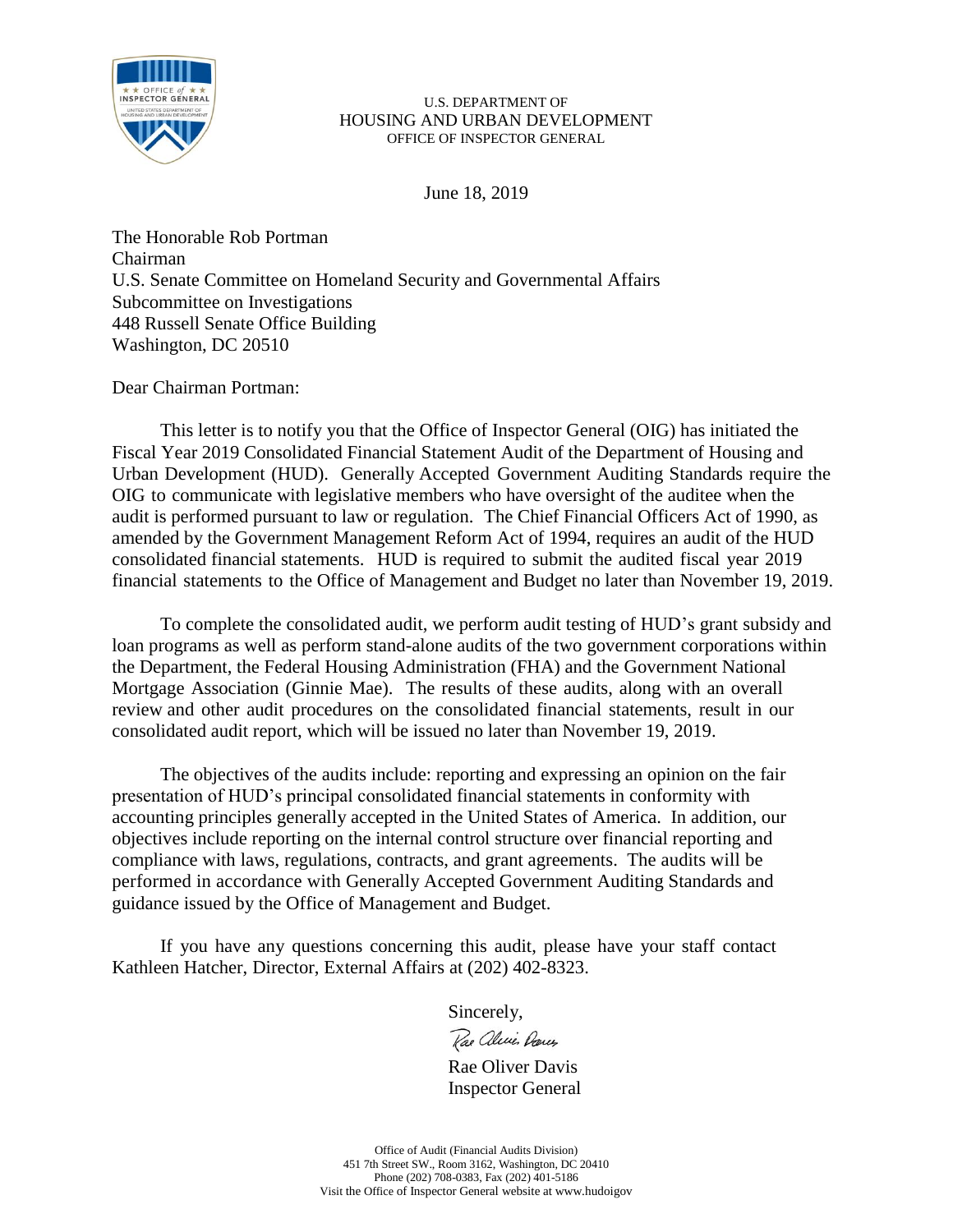U.S. DEPARTMENT OF
HOUSING AND URBAN DEVELOPMENT
OFFICE OF INSPECTOR GENERAL

June 18, 2019

The Honorable Rob Portman
Chairman
U.S. Senate Committee on Homeland Security and Governmental Affairs
Subcommittee on Investigations
448 Russell Senate Office Building
Washington, DC 20510

Dear Chairman Portman:

This letter is to notify you that the Office of Inspector General (OIG) has initiated the Fiscal Year 2019 Consolidated Financial Statement Audit of the Department of Housing and Urban Development (HUD). Generally Accepted Government Auditing Standards require the OIG to communicate with legislative members who have oversight of the auditee when the audit is performed pursuant to law or regulation. The Chief Financial Officers Act of 1990, as amended by the Government Management Reform Act of 1994, requires an audit of the HUD consolidated financial statements. HUD is required to submit the audited fiscal year 2019 financial statements to the Office of Management and Budget no later than November 19, 2019.

To complete the consolidated audit, we perform audit testing of HUD's grant subsidy and loan programs as well as perform stand-alone audits of the two government corporations within the Department, the Federal Housing Administration (FHA) and the Government National Mortgage Association (Ginnie Mae). The results of these audits, along with an overall review and other audit procedures on the consolidated financial statements, result in our consolidated audit report, which will be issued no later than November 19, 2019.

The objectives of the audits include: reporting and expressing an opinion on the fair presentation of HUD's principal consolidated financial statements in conformity with accounting principles generally accepted in the United States of America. In addition, our objectives include reporting on the internal control structure over financial reporting and compliance with laws, regulations, contracts, and grant agreements. The audits will be performed in accordance with Generally Accepted Government Auditing Standards and guidance issued by the Office of Management and Budget.

If you have any questions concerning this audit, please have your staff contact Kathleen Hatcher, Director, External Affairs at (202) 402-8323.

Sincerely,

Rae Oliver Davis
Inspector General

Office of Audit (Financial Audits Division)
451 7th Street SW., Room 3162, Washington, DC 20410
Phone (202) 708-0383, Fax (202) 401-5186
Visit the Office of Inspector General website at www.hudoigov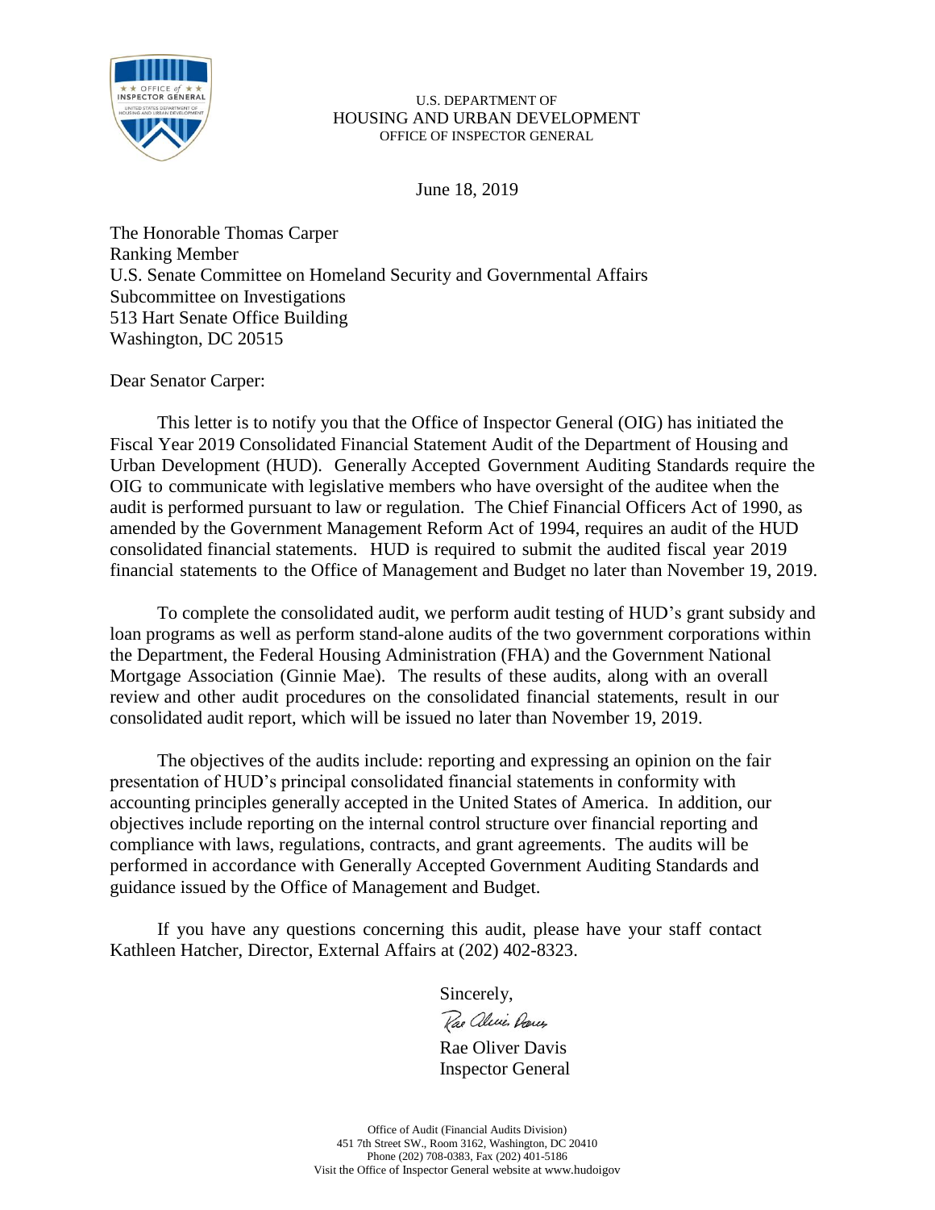U.S. DEPARTMENT OF
HOUSING AND URBAN DEVELOPMENT
OFFICE OF INSPECTOR GENERAL

June 18, 2019

The Honorable Thomas Carper
Ranking Member
U.S. Senate Committee on Homeland Security and Governmental Affairs
Subcommittee on Investigations
513 Hart Senate Office Building
Washington, DC 20515

Dear Senator Carper:

This letter is to notify you that the Office of Inspector General (OIG) has initiated the Fiscal Year 2019 Consolidated Financial Statement Audit of the Department of Housing and Urban Development (HUD). Generally Accepted Government Auditing Standards require the OIG to communicate with legislative members who have oversight of the auditee when the audit is performed pursuant to law or regulation. The Chief Financial Officers Act of 1990, as amended by the Government Management Reform Act of 1994, requires an audit of the HUD consolidated financial statements. HUD is required to submit the audited fiscal year 2019 financial statements to the Office of Management and Budget no later than November 19, 2019.

To complete the consolidated audit, we perform audit testing of HUD's grant subsidy and loan programs as well as perform stand-alone audits of the two government corporations within the Department, the Federal Housing Administration (FHA) and the Government National Mortgage Association (Ginnie Mae). The results of these audits, along with an overall review and other audit procedures on the consolidated financial statements, result in our consolidated audit report, which will be issued no later than November 19, 2019.

The objectives of the audits include: reporting and expressing an opinion on the fair presentation of HUD's principal consolidated financial statements in conformity with accounting principles generally accepted in the United States of America. In addition, our objectives include reporting on the internal control structure over financial reporting and compliance with laws, regulations, contracts, and grant agreements. The audits will be performed in accordance with Generally Accepted Government Auditing Standards and guidance issued by the Office of Management and Budget.

If you have any questions concerning this audit, please have your staff contact Kathleen Hatcher, Director, External Affairs at (202) 402-8323.

Sincerely,

Rae Oliver Davis
Inspector General

Office of Audit (Financial Audits Division)
451 7th Street SW., Room 3162, Washington, DC 20410
Phone (202) 708-0383, Fax (202) 401-5186
Visit the Office of Inspector General website at www.hudoigov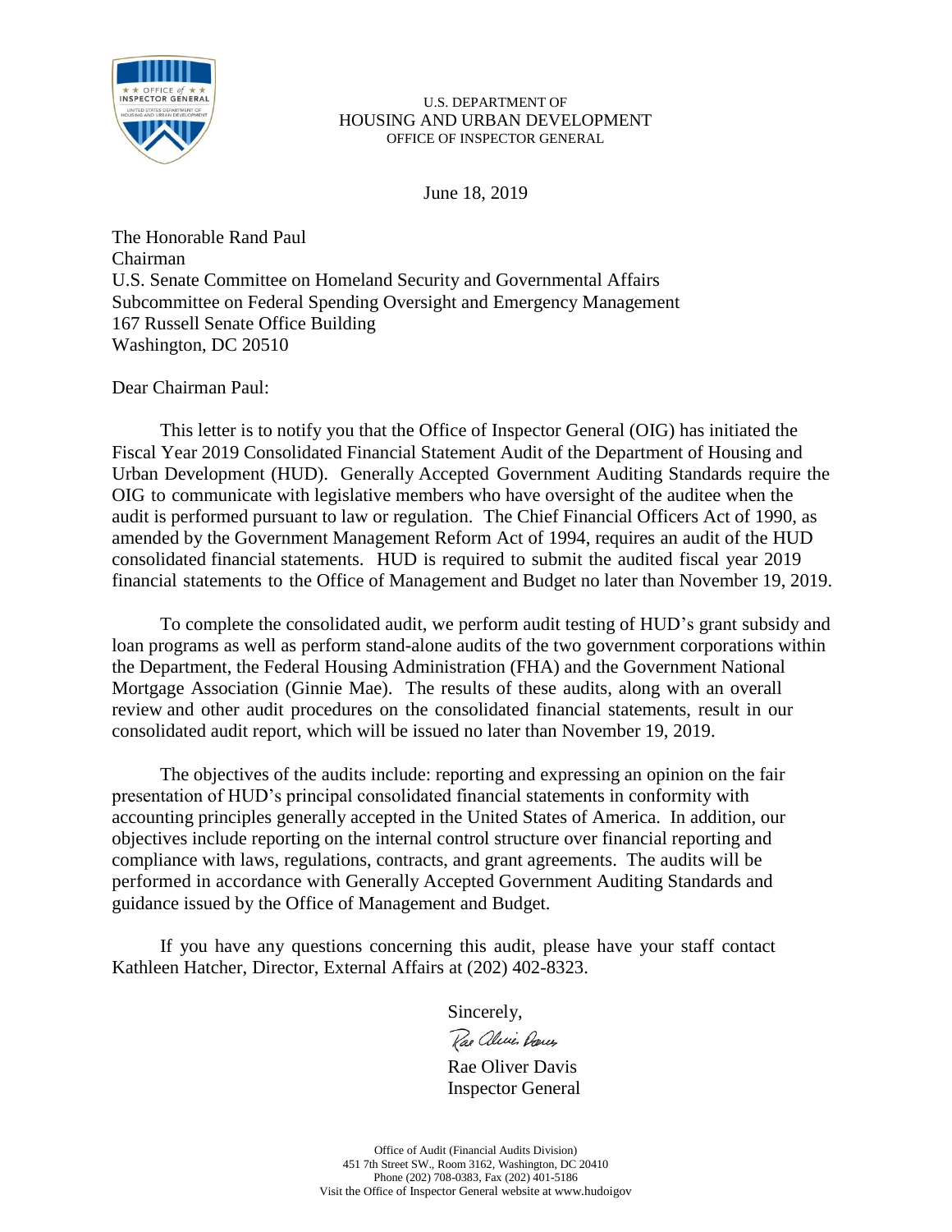U.S. DEPARTMENT OF
HOUSING AND URBAN DEVELOPMENT
OFFICE OF INSPECTOR GENERAL

June 18, 2019

The Honorable Rand Paul
Chairman
U.S. Senate Committee on Homeland Security and Governmental Affairs
Subcommittee on Federal Spending Oversight and Emergency Management
167 Russell Senate Office Building
Washington, DC 20510

Dear Chairman Paul:

This letter is to notify you that the Office of Inspector General (OIG) has initiated the Fiscal Year 2019 Consolidated Financial Statement Audit of the Department of Housing and Urban Development (HUD). Generally Accepted Government Auditing Standards require the OIG to communicate with legislative members who have oversight of the auditee when the audit is performed pursuant to law or regulation. The Chief Financial Officers Act of 1990, as amended by the Government Management Reform Act of 1994, requires an audit of the HUD consolidated financial statements. HUD is required to submit the audited fiscal year 2019 financial statements to the Office of Management and Budget no later than November 19, 2019.

To complete the consolidated audit, we perform audit testing of HUD's grant subsidy and loan programs as well as perform stand-alone audits of the two government corporations within the Department, the Federal Housing Administration (FHA) and the Government National Mortgage Association (Ginnie Mae). The results of these audits, along with an overall review and other audit procedures on the consolidated financial statements, result in our consolidated audit report, which will be issued no later than November 19, 2019.

The objectives of the audits include: reporting and expressing an opinion on the fair presentation of HUD's principal consolidated financial statements in conformity with accounting principles generally accepted in the United States of America. In addition, our objectives include reporting on the internal control structure over financial reporting and compliance with laws, regulations, contracts, and grant agreements. The audits will be performed in accordance with Generally Accepted Government Auditing Standards and guidance issued by the Office of Management and Budget.

If you have any questions concerning this audit, please have your staff contact Kathleen Hatcher, Director, External Affairs at (202) 402-8323.

Sincerely,

Rae Oliver Davis
Inspector General

Office of Audit (Financial Audits Division)
451 7th Street SW., Room 3162, Washington, DC 20410
Phone (202) 708-0383, Fax (202) 401-5186
Visit the Office of Inspector General website at www.hudoigov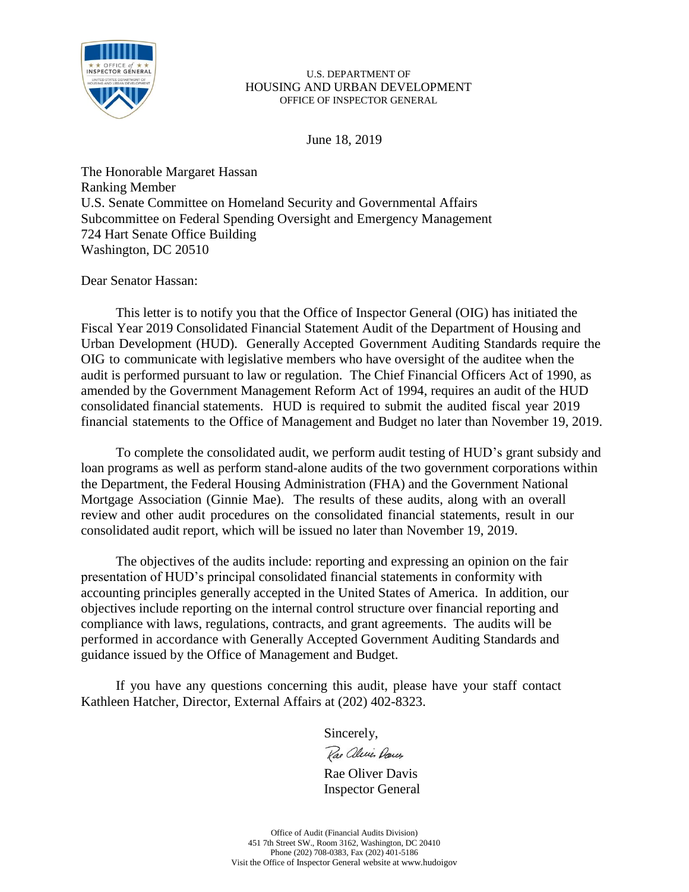U.S. DEPARTMENT OF
HOUSING AND URBAN DEVELOPMENT
OFFICE OF INSPECTOR GENERAL

June 18, 2019

The Honorable Margaret Hassan
Ranking Member
U.S. Senate Committee on Homeland Security and Governmental Affairs
Subcommittee on Federal Spending Oversight and Emergency Management
724 Hart Senate Office Building
Washington, DC 20510

Dear Senator Hassan:

This letter is to notify you that the Office of Inspector General (OIG) has initiated the Fiscal Year 2019 Consolidated Financial Statement Audit of the Department of Housing and Urban Development (HUD). Generally Accepted Government Auditing Standards require the OIG to communicate with legislative members who have oversight of the auditee when the audit is performed pursuant to law or regulation. The Chief Financial Officers Act of 1990, as amended by the Government Management Reform Act of 1994, requires an audit of the HUD consolidated financial statements. HUD is required to submit the audited fiscal year 2019 financial statements to the Office of Management and Budget no later than November 19, 2019.

To complete the consolidated audit, we perform audit testing of HUD's grant subsidy and loan programs as well as perform stand-alone audits of the two government corporations within the Department, the Federal Housing Administration (FHA) and the Government National Mortgage Association (Ginnie Mae). The results of these audits, along with an overall review and other audit procedures on the consolidated financial statements, result in our consolidated audit report, which will be issued no later than November 19, 2019.

The objectives of the audits include: reporting and expressing an opinion on the fair presentation of HUD's principal consolidated financial statements in conformity with accounting principles generally accepted in the United States of America. In addition, our objectives include reporting on the internal control structure over financial reporting and compliance with laws, regulations, contracts, and grant agreements. The audits will be performed in accordance with Generally Accepted Government Auditing Standards and guidance issued by the Office of Management and Budget.

If you have any questions concerning this audit, please have your staff contact Kathleen Hatcher, Director, External Affairs at (202) 402-8323.

Sincerely,

Rae Oliver Davis
Inspector General

Office of Audit (Financial Audits Division)
451 7th Street SW., Room 3162, Washington, DC 20410
Phone (202) 708-0383, Fax (202) 401-5186
Visit the Office of Inspector General website at www.hudoigov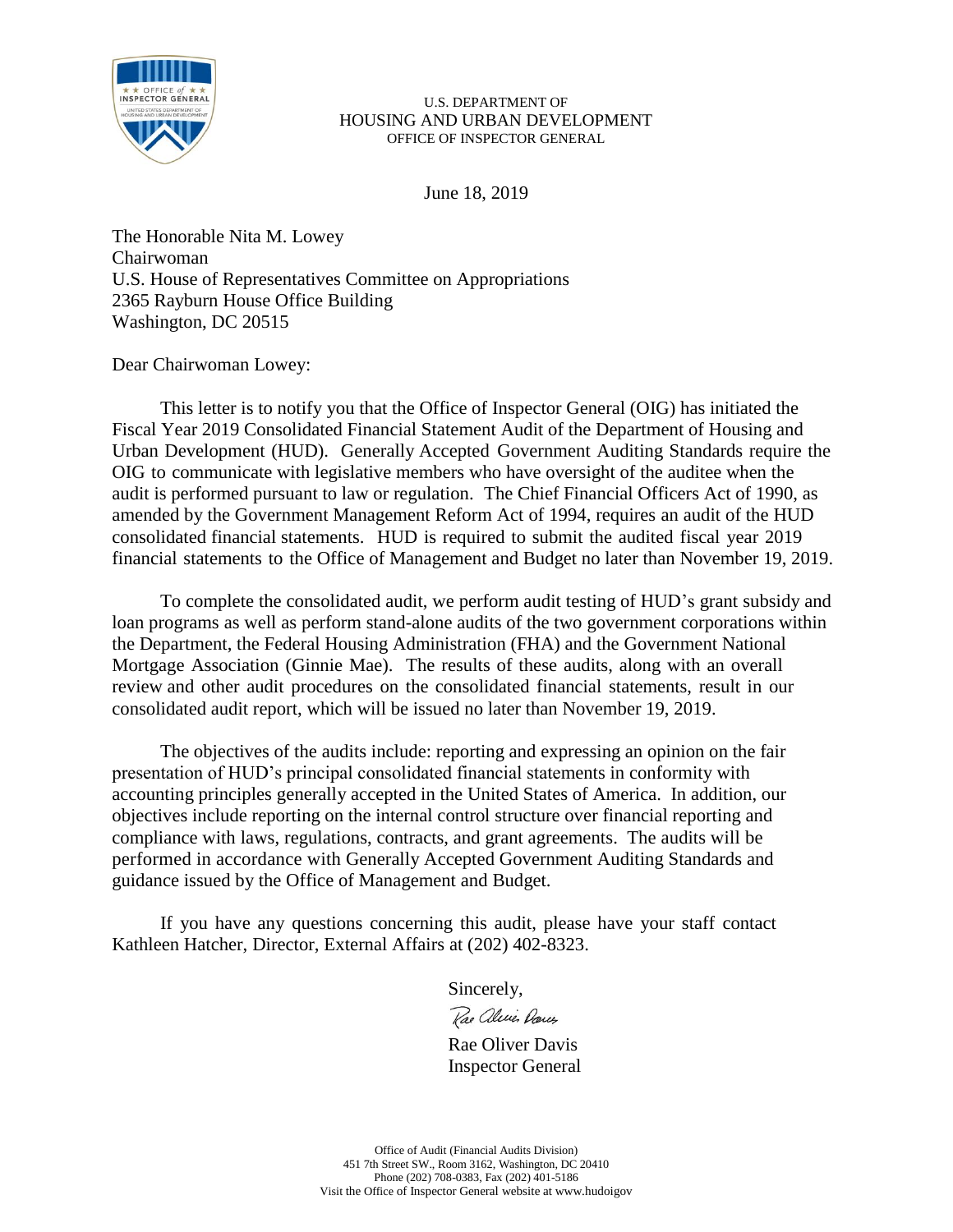U.S. DEPARTMENT OF
HOUSING AND URBAN DEVELOPMENT
OFFICE OF INSPECTOR GENERAL

June 18, 2019

The Honorable Nita M. Lowey
Chairwoman
U.S. House of Representatives Committee on Appropriations
2365 Rayburn House Office Building
Washington, DC 20515

Dear Chairwoman Lowey:

This letter is to notify you that the Office of Inspector General (OIG) has initiated the Fiscal Year 2019 Consolidated Financial Statement Audit of the Department of Housing and Urban Development (HUD). Generally Accepted Government Auditing Standards require the OIG to communicate with legislative members who have oversight of the auditee when the audit is performed pursuant to law or regulation. The Chief Financial Officers Act of 1990, as amended by the Government Management Reform Act of 1994, requires an audit of the HUD consolidated financial statements. HUD is required to submit the audited fiscal year 2019 financial statements to the Office of Management and Budget no later than November 19, 2019.

To complete the consolidated audit, we perform audit testing of HUD's grant subsidy and loan programs as well as perform stand-alone audits of the two government corporations within the Department, the Federal Housing Administration (FHA) and the Government National Mortgage Association (Ginnie Mae). The results of these audits, along with an overall review and other audit procedures on the consolidated financial statements, result in our consolidated audit report, which will be issued no later than November 19, 2019.

The objectives of the audits include: reporting and expressing an opinion on the fair presentation of HUD's principal consolidated financial statements in conformity with accounting principles generally accepted in the United States of America. In addition, our objectives include reporting on the internal control structure over financial reporting and compliance with laws, regulations, contracts, and grant agreements. The audits will be performed in accordance with Generally Accepted Government Auditing Standards and guidance issued by the Office of Management and Budget.

If you have any questions concerning this audit, please have your staff contact Kathleen Hatcher, Director, External Affairs at (202) 402-8323.

Sincerely,

Rae Oliver Davis
Inspector General

Office of Audit (Financial Audits Division)
451 7th Street SW., Room 3162, Washington, DC 20410
Phone (202) 708-0383, Fax (202) 401-5186
Visit the Office of Inspector General website at www.hudoigov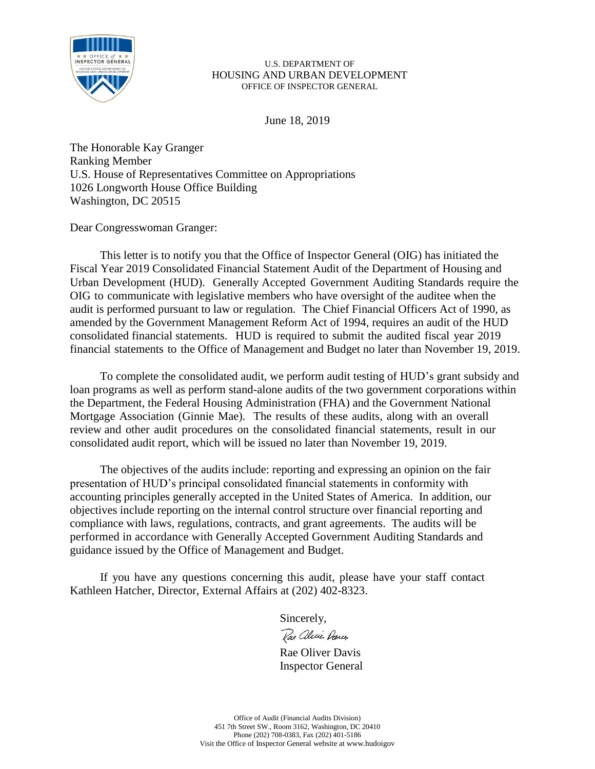U.S. DEPARTMENT OF
HOUSING AND URBAN DEVELOPMENT
OFFICE OF INSPECTOR GENERAL

June 18, 2019

The Honorable Kay Granger
Ranking Member
U.S. House of Representatives Committee on Appropriations
1026 Longworth House Office Building
Washington, DC 20515

Dear Congresswoman Granger:

This letter is to notify you that the Office of Inspector General (OIG) has initiated the Fiscal Year 2019 Consolidated Financial Statement Audit of the Department of Housing and Urban Development (HUD). Generally Accepted Government Auditing Standards require the OIG to communicate with legislative members who have oversight of the auditee when the audit is performed pursuant to law or regulation. The Chief Financial Officers Act of 1990, as amended by the Government Management Reform Act of 1994, requires an audit of the HUD consolidated financial statements. HUD is required to submit the audited fiscal year 2019 financial statements to the Office of Management and Budget no later than November 19, 2019.

To complete the consolidated audit, we perform audit testing of HUD's grant subsidy and loan programs as well as perform stand-alone audits of the two government corporations within the Department, the Federal Housing Administration (FHA) and the Government National Mortgage Association (Ginnie Mae). The results of these audits, along with an overall review and other audit procedures on the consolidated financial statements, result in our consolidated audit report, which will be issued no later than November 19, 2019.

The objectives of the audits include: reporting and expressing an opinion on the fair presentation of HUD's principal consolidated financial statements in conformity with accounting principles generally accepted in the United States of America. In addition, our objectives include reporting on the internal control structure over financial reporting and compliance with laws, regulations, contracts, and grant agreements. The audits will be performed in accordance with Generally Accepted Government Auditing Standards and guidance issued by the Office of Management and Budget.

If you have any questions concerning this audit, please have your staff contact Kathleen Hatcher, Director, External Affairs at (202) 402-8323.

Sincerely,

Rae Oliver Davis
Inspector General

Office of Audit (Financial Audits Division)
451 7th Street SW., Room 3162, Washington, DC 20410
Phone (202) 708-0383, Fax (202) 401-5186
Visit the Office of Inspector General website at www.hudoigov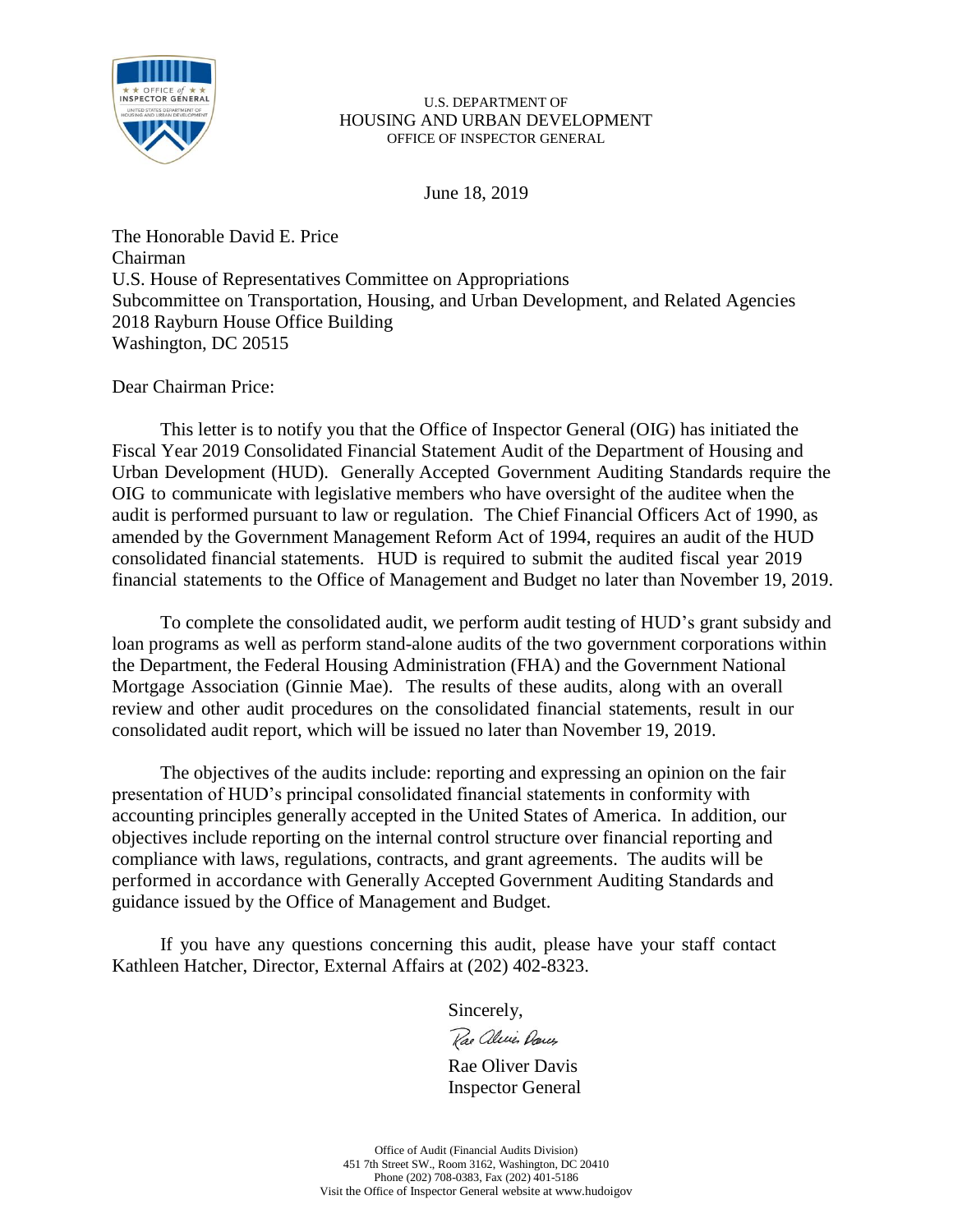U.S. DEPARTMENT OF
HOUSING AND URBAN DEVELOPMENT
OFFICE OF INSPECTOR GENERAL

June 18, 2019

The Honorable David E. Price
Chairman
U.S. House of Representatives Committee on Appropriations
Subcommittee on Transportation, Housing, and Urban Development, and Related Agencies
2018 Rayburn House Office Building
Washington, DC 20515

Dear Chairman Price:

This letter is to notify you that the Office of Inspector General (OIG) has initiated the Fiscal Year 2019 Consolidated Financial Statement Audit of the Department of Housing and Urban Development (HUD). Generally Accepted Government Auditing Standards require the OIG to communicate with legislative members who have oversight of the auditee when the audit is performed pursuant to law or regulation. The Chief Financial Officers Act of 1990, as amended by the Government Management Reform Act of 1994, requires an audit of the HUD consolidated financial statements. HUD is required to submit the audited fiscal year 2019 financial statements to the Office of Management and Budget no later than November 19, 2019.

To complete the consolidated audit, we perform audit testing of HUD's grant subsidy and loan programs as well as perform stand-alone audits of the two government corporations within the Department, the Federal Housing Administration (FHA) and the Government National Mortgage Association (Ginnie Mae). The results of these audits, along with an overall review and other audit procedures on the consolidated financial statements, result in our consolidated audit report, which will be issued no later than November 19, 2019.

The objectives of the audits include: reporting and expressing an opinion on the fair presentation of HUD's principal consolidated financial statements in conformity with accounting principles generally accepted in the United States of America. In addition, our objectives include reporting on the internal control structure over financial reporting and compliance with laws, regulations, contracts, and grant agreements. The audits will be performed in accordance with Generally Accepted Government Auditing Standards and guidance issued by the Office of Management and Budget.

If you have any questions concerning this audit, please have your staff contact Kathleen Hatcher, Director, External Affairs at (202) 402-8323.

Sincerely,

Rae Oliver Davis
Inspector General

Office of Audit (Financial Audits Division)
451 7th Street SW., Room 3162, Washington, DC 20410
Phone (202) 708-0383, Fax (202) 401-5186
Visit the Office of Inspector General website at www.hudoigov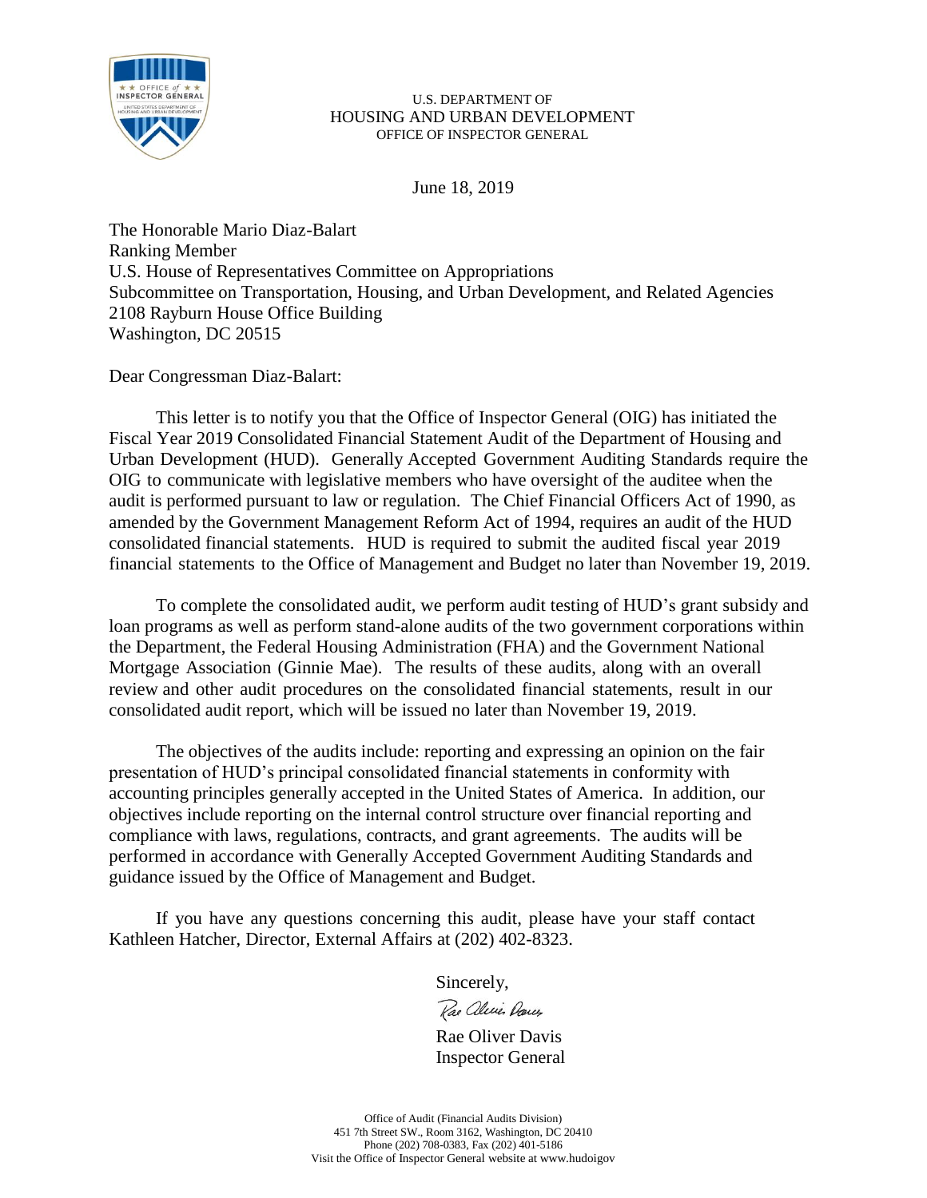U.S. DEPARTMENT OF
HOUSING AND URBAN DEVELOPMENT
OFFICE OF INSPECTOR GENERAL

June 18, 2019

The Honorable Mario Diaz-Balart
Ranking Member
U.S. House of Representatives Committee on Appropriations
Subcommittee on Transportation, Housing, and Urban Development, and Related Agencies
2108 Rayburn House Office Building
Washington, DC 20515

Dear Congressman Diaz-Balart:

This letter is to notify you that the Office of Inspector General (OIG) has initiated the Fiscal Year 2019 Consolidated Financial Statement Audit of the Department of Housing and Urban Development (HUD). Generally Accepted Government Auditing Standards require the OIG to communicate with legislative members who have oversight of the auditee when the audit is performed pursuant to law or regulation. The Chief Financial Officers Act of 1990, as amended by the Government Management Reform Act of 1994, requires an audit of the HUD consolidated financial statements. HUD is required to submit the audited fiscal year 2019 financial statements to the Office of Management and Budget no later than November 19, 2019.

To complete the consolidated audit, we perform audit testing of HUD's grant subsidy and loan programs as well as perform stand-alone audits of the two government corporations within the Department, the Federal Housing Administration (FHA) and the Government National Mortgage Association (Ginnie Mae). The results of these audits, along with an overall review and other audit procedures on the consolidated financial statements, result in our consolidated audit report, which will be issued no later than November 19, 2019.

The objectives of the audits include: reporting and expressing an opinion on the fair presentation of HUD's principal consolidated financial statements in conformity with accounting principles generally accepted in the United States of America. In addition, our objectives include reporting on the internal control structure over financial reporting and compliance with laws, regulations, contracts, and grant agreements. The audits will be performed in accordance with Generally Accepted Government Auditing Standards and guidance issued by the Office of Management and Budget.

If you have any questions concerning this audit, please have your staff contact Kathleen Hatcher, Director, External Affairs at (202) 402-8323.

Sincerely,

Rae Oliver Davis
Inspector General

Office of Audit (Financial Audits Division)
451 7th Street SW., Room 3162, Washington, DC 20410
Phone (202) 708-0383, Fax (202) 401-5186
Visit the Office of Inspector General website at www.hudoigov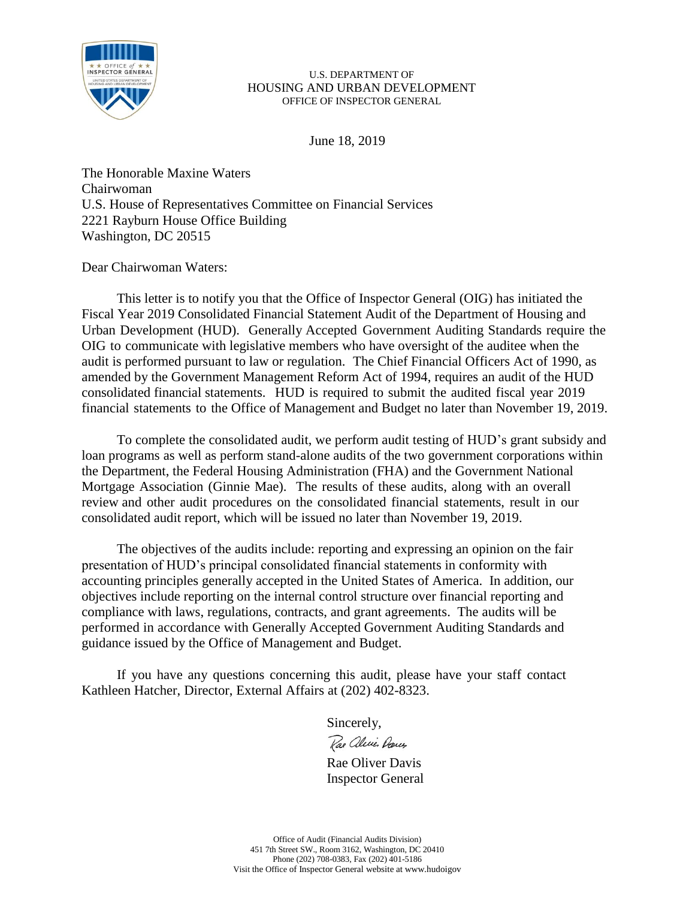U.S. DEPARTMENT OF
HOUSING AND URBAN DEVELOPMENT
OFFICE OF INSPECTOR GENERAL

June 18, 2019

The Honorable Maxine Waters
Chairwoman
U.S. House of Representatives Committee on Financial Services
2221 Rayburn House Office Building
Washington, DC 20515

Dear Chairwoman Waters:

This letter is to notify you that the Office of Inspector General (OIG) has initiated the Fiscal Year 2019 Consolidated Financial Statement Audit of the Department of Housing and Urban Development (HUD). Generally Accepted Government Auditing Standards require the OIG to communicate with legislative members who have oversight of the auditee when the audit is performed pursuant to law or regulation. The Chief Financial Officers Act of 1990, as amended by the Government Management Reform Act of 1994, requires an audit of the HUD consolidated financial statements. HUD is required to submit the audited fiscal year 2019 financial statements to the Office of Management and Budget no later than November 19, 2019.

To complete the consolidated audit, we perform audit testing of HUD's grant subsidy and loan programs as well as perform stand-alone audits of the two government corporations within the Department, the Federal Housing Administration (FHA) and the Government National Mortgage Association (Ginnie Mae). The results of these audits, along with an overall review and other audit procedures on the consolidated financial statements, result in our consolidated audit report, which will be issued no later than November 19, 2019.

The objectives of the audits include: reporting and expressing an opinion on the fair presentation of HUD's principal consolidated financial statements in conformity with accounting principles generally accepted in the United States of America. In addition, our objectives include reporting on the internal control structure over financial reporting and compliance with laws, regulations, contracts, and grant agreements. The audits will be performed in accordance with Generally Accepted Government Auditing Standards and guidance issued by the Office of Management and Budget.

If you have any questions concerning this audit, please have your staff contact Kathleen Hatcher, Director, External Affairs at (202) 402-8323.

Sincerely,

Rae Oliver Davis
Inspector General

Office of Audit (Financial Audits Division)
451 7th Street SW., Room 3162, Washington, DC 20410
Phone (202) 708-0383, Fax (202) 401-5186
Visit the Office of Inspector General website at www.hudoigov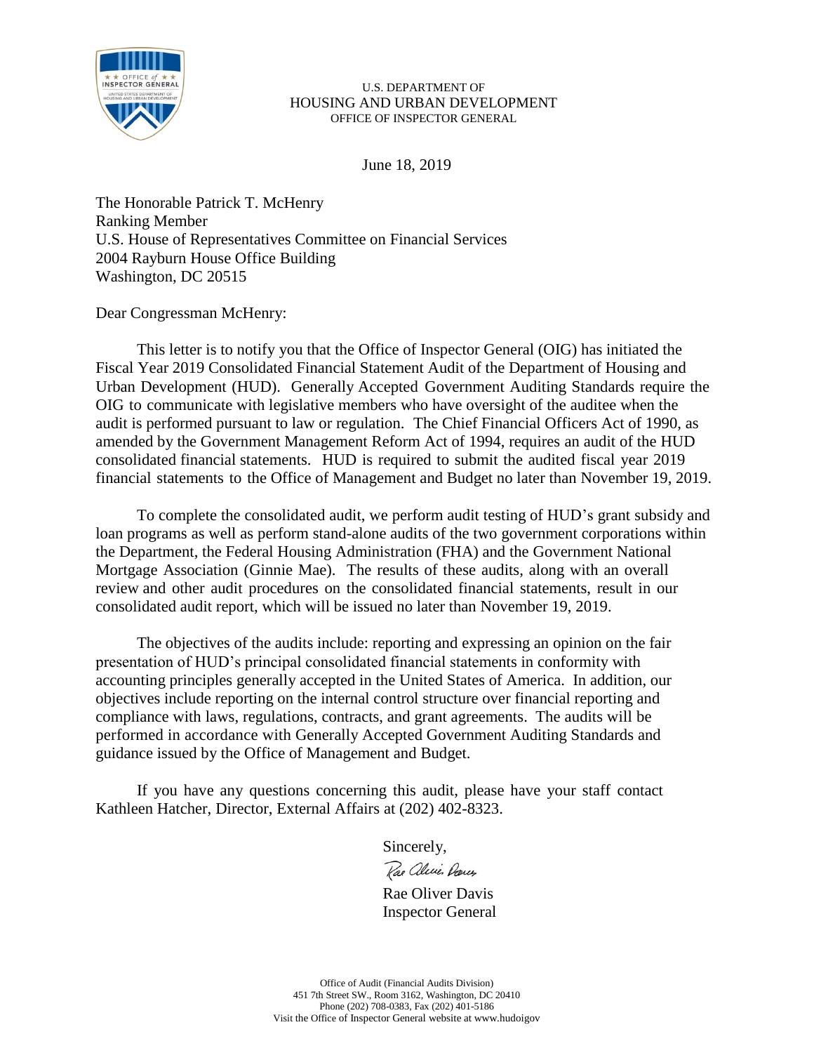U.S. DEPARTMENT OF
HOUSING AND URBAN DEVELOPMENT
OFFICE OF INSPECTOR GENERAL

June 18, 2019

The Honorable Patrick T. McHenry
Ranking Member
U.S. House of Representatives Committee on Financial Services
2004 Rayburn House Office Building
Washington, DC 20515

Dear Congressman McHenry:

This letter is to notify you that the Office of Inspector General (OIG) has initiated the Fiscal Year 2019 Consolidated Financial Statement Audit of the Department of Housing and Urban Development (HUD). Generally Accepted Government Auditing Standards require the OIG to communicate with legislative members who have oversight of the auditee when the audit is performed pursuant to law or regulation. The Chief Financial Officers Act of 1990, as amended by the Government Management Reform Act of 1994, requires an audit of the HUD consolidated financial statements. HUD is required to submit the audited fiscal year 2019 financial statements to the Office of Management and Budget no later than November 19, 2019.

To complete the consolidated audit, we perform audit testing of HUD's grant subsidy and loan programs as well as perform stand-alone audits of the two government corporations within the Department, the Federal Housing Administration (FHA) and the Government National Mortgage Association (Ginnie Mae). The results of these audits, along with an overall review and other audit procedures on the consolidated financial statements, result in our consolidated audit report, which will be issued no later than November 19, 2019.

The objectives of the audits include: reporting and expressing an opinion on the fair presentation of HUD's principal consolidated financial statements in conformity with accounting principles generally accepted in the United States of America. In addition, our objectives include reporting on the internal control structure over financial reporting and compliance with laws, regulations, contracts, and grant agreements. The audits will be performed in accordance with Generally Accepted Government Auditing Standards and guidance issued by the Office of Management and Budget.

If you have any questions concerning this audit, please have your staff contact Kathleen Hatcher, Director, External Affairs at (202) 402-8323.

Sincerely,

Rae Oliver Davis
Inspector General

Office of Audit (Financial Audits Division)
451 7th Street SW., Room 3162, Washington, DC 20410
Phone (202) 708-0383, Fax (202) 401-5186
Visit the Office of Inspector General website at www.hudoigov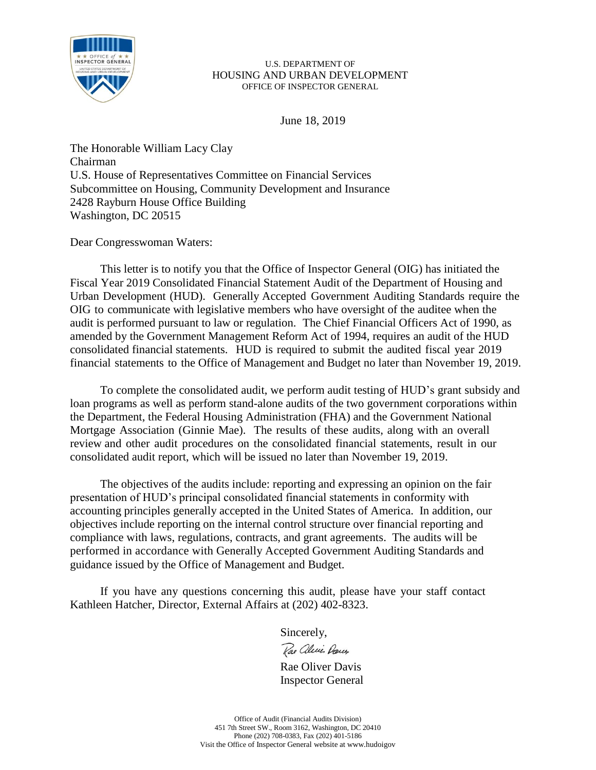U.S. DEPARTMENT OF
HOUSING AND URBAN DEVELOPMENT
OFFICE OF INSPECTOR GENERAL

June 18, 2019

The Honorable William Lacy Clay
Chairman
U.S. House of Representatives Committee on Financial Services
Subcommittee on Housing, Community Development and Insurance
2428 Rayburn House Office Building
Washington, DC 20515

Dear Congresswoman Waters:

This letter is to notify you that the Office of Inspector General (OIG) has initiated the Fiscal Year 2019 Consolidated Financial Statement Audit of the Department of Housing and Urban Development (HUD). Generally Accepted Government Auditing Standards require the OIG to communicate with legislative members who have oversight of the auditee when the audit is performed pursuant to law or regulation. The Chief Financial Officers Act of 1990, as amended by the Government Management Reform Act of 1994, requires an audit of the HUD consolidated financial statements. HUD is required to submit the audited fiscal year 2019 financial statements to the Office of Management and Budget no later than November 19, 2019.

To complete the consolidated audit, we perform audit testing of HUD's grant subsidy and loan programs as well as perform stand-alone audits of the two government corporations within the Department, the Federal Housing Administration (FHA) and the Government National Mortgage Association (Ginnie Mae). The results of these audits, along with an overall review and other audit procedures on the consolidated financial statements, result in our consolidated audit report, which will be issued no later than November 19, 2019.

The objectives of the audits include: reporting and expressing an opinion on the fair presentation of HUD's principal consolidated financial statements in conformity with accounting principles generally accepted in the United States of America. In addition, our objectives include reporting on the internal control structure over financial reporting and compliance with laws, regulations, contracts, and grant agreements. The audits will be performed in accordance with Generally Accepted Government Auditing Standards and guidance issued by the Office of Management and Budget.

If you have any questions concerning this audit, please have your staff contact Kathleen Hatcher, Director, External Affairs at (202) 402-8323.

Sincerely,

Rae Oliver Davis
Inspector General

Office of Audit (Financial Audits Division)
451 7th Street SW., Room 3162, Washington, DC 20410
Phone (202) 708-0383, Fax (202) 401-5186
Visit the Office of Inspector General website at www.hudoigov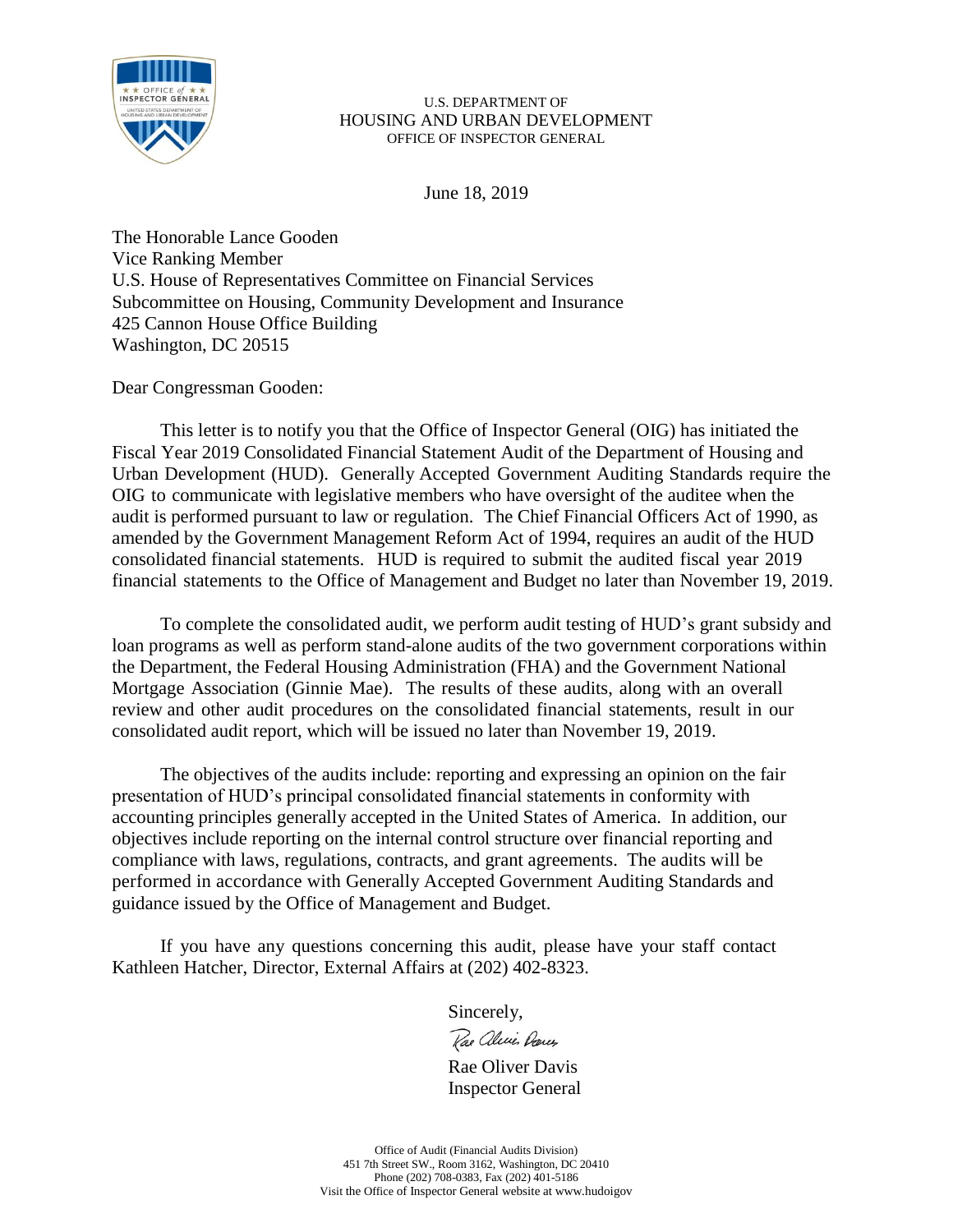U.S. DEPARTMENT OF
HOUSING AND URBAN DEVELOPMENT
OFFICE OF INSPECTOR GENERAL

June 18, 2019

The Honorable Lance Gooden
Vice Ranking Member
U.S. House of Representatives Committee on Financial Services
Subcommittee on Housing, Community Development and Insurance
425 Cannon House Office Building
Washington, DC 20515

Dear Congressman Gooden:

This letter is to notify you that the Office of Inspector General (OIG) has initiated the Fiscal Year 2019 Consolidated Financial Statement Audit of the Department of Housing and Urban Development (HUD). Generally Accepted Government Auditing Standards require the OIG to communicate with legislative members who have oversight of the auditee when the audit is performed pursuant to law or regulation. The Chief Financial Officers Act of 1990, as amended by the Government Management Reform Act of 1994, requires an audit of the HUD consolidated financial statements. HUD is required to submit the audited fiscal year 2019 financial statements to the Office of Management and Budget no later than November 19, 2019.

To complete the consolidated audit, we perform audit testing of HUD's grant subsidy and loan programs as well as perform stand-alone audits of the two government corporations within the Department, the Federal Housing Administration (FHA) and the Government National Mortgage Association (Ginnie Mae). The results of these audits, along with an overall review and other audit procedures on the consolidated financial statements, result in our consolidated audit report, which will be issued no later than November 19, 2019.

The objectives of the audits include: reporting and expressing an opinion on the fair presentation of HUD's principal consolidated financial statements in conformity with accounting principles generally accepted in the United States of America. In addition, our objectives include reporting on the internal control structure over financial reporting and compliance with laws, regulations, contracts, and grant agreements. The audits will be performed in accordance with Generally Accepted Government Auditing Standards and guidance issued by the Office of Management and Budget.

If you have any questions concerning this audit, please have your staff contact Kathleen Hatcher, Director, External Affairs at (202) 402-8323.

Sincerely,

Rae Oliver Davis
Inspector General

Office of Audit (Financial Audits Division)
451 7th Street SW., Room 3162, Washington, DC 20410
Phone (202) 708-0383, Fax (202) 401-5186
Visit the Office of Inspector General website at www.hudoigov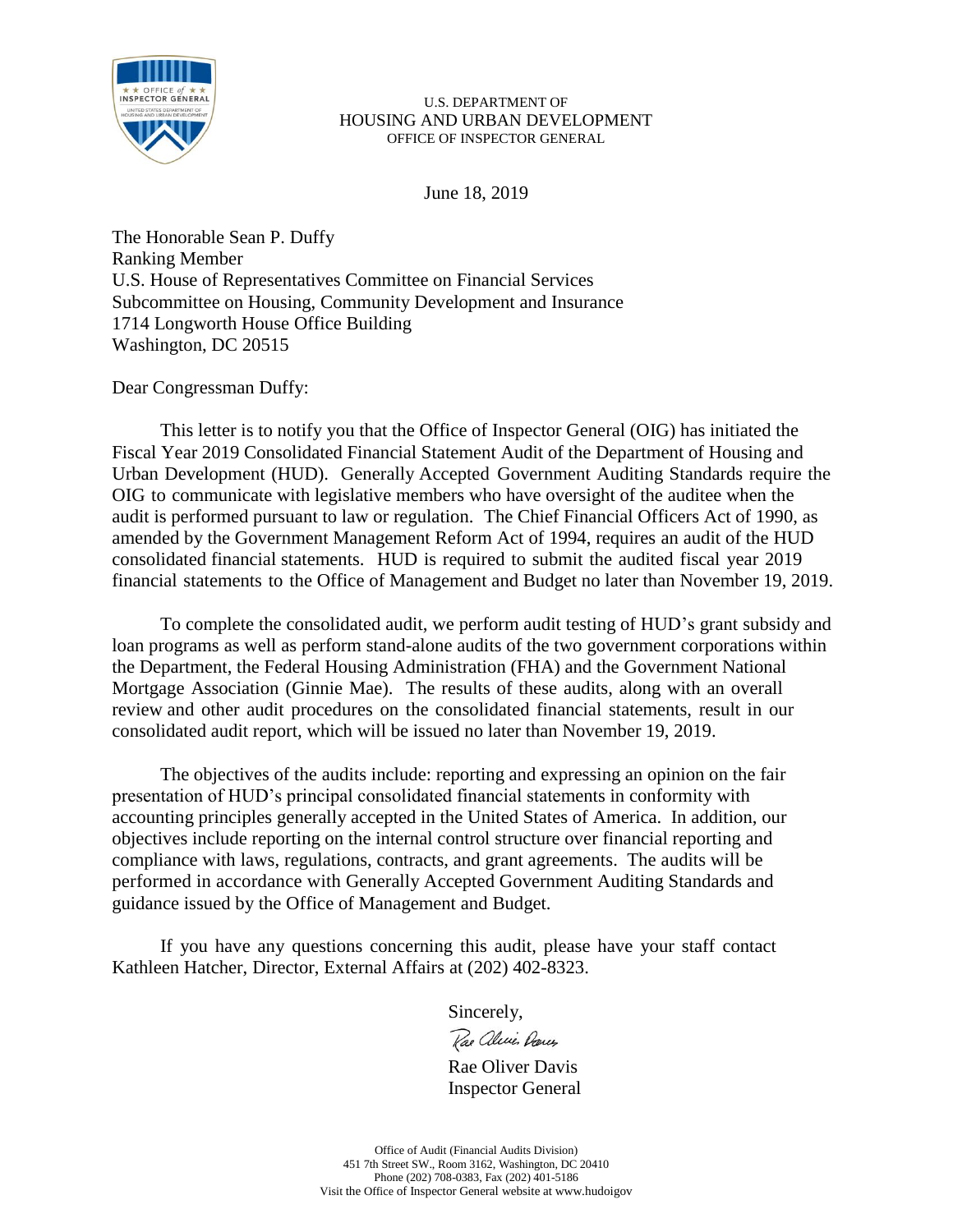U.S. DEPARTMENT OF
HOUSING AND URBAN DEVELOPMENT
OFFICE OF INSPECTOR GENERAL

June 18, 2019

The Honorable Sean P. Duffy
Ranking Member
U.S. House of Representatives Committee on Financial Services
Subcommittee on Housing, Community Development and Insurance
1714 Longworth House Office Building
Washington, DC 20515

Dear Congressman Duffy:

This letter is to notify you that the Office of Inspector General (OIG) has initiated the Fiscal Year 2019 Consolidated Financial Statement Audit of the Department of Housing and Urban Development (HUD). Generally Accepted Government Auditing Standards require the OIG to communicate with legislative members who have oversight of the auditee when the audit is performed pursuant to law or regulation. The Chief Financial Officers Act of 1990, as amended by the Government Management Reform Act of 1994, requires an audit of the HUD consolidated financial statements. HUD is required to submit the audited fiscal year 2019 financial statements to the Office of Management and Budget no later than November 19, 2019.

To complete the consolidated audit, we perform audit testing of HUD's grant subsidy and loan programs as well as perform stand-alone audits of the two government corporations within the Department, the Federal Housing Administration (FHA) and the Government National Mortgage Association (Ginnie Mae). The results of these audits, along with an overall review and other audit procedures on the consolidated financial statements, result in our consolidated audit report, which will be issued no later than November 19, 2019.

The objectives of the audits include: reporting and expressing an opinion on the fair presentation of HUD's principal consolidated financial statements in conformity with accounting principles generally accepted in the United States of America. In addition, our objectives include reporting on the internal control structure over financial reporting and compliance with laws, regulations, contracts, and grant agreements. The audits will be performed in accordance with Generally Accepted Government Auditing Standards and guidance issued by the Office of Management and Budget.

If you have any questions concerning this audit, please have your staff contact Kathleen Hatcher, Director, External Affairs at (202) 402-8323.

Sincerely,

Rae Oliver Davis
Inspector General

Office of Audit (Financial Audits Division)
451 7th Street SW., Room 3162, Washington, DC 20410
Phone (202) 708-0383, Fax (202) 401-5186
Visit the Office of Inspector General website at www.hudoigov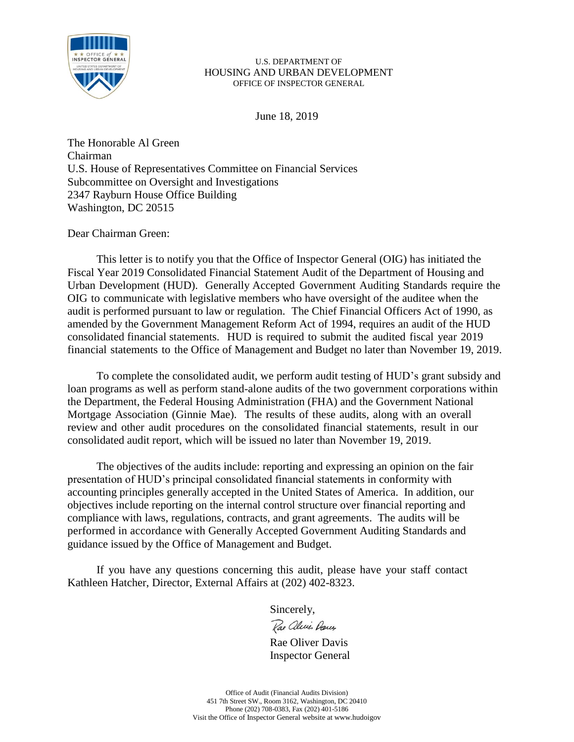U.S. DEPARTMENT OF
HOUSING AND URBAN DEVELOPMENT
OFFICE OF INSPECTOR GENERAL

June 18, 2019

The Honorable Al Green
Chairman
U.S. House of Representatives Committee on Financial Services
Subcommittee on Oversight and Investigations
2347 Rayburn House Office Building
Washington, DC 20515

Dear Chairman Green:

This letter is to notify you that the Office of Inspector General (OIG) has initiated the Fiscal Year 2019 Consolidated Financial Statement Audit of the Department of Housing and Urban Development (HUD). Generally Accepted Government Auditing Standards require the OIG to communicate with legislative members who have oversight of the auditee when the audit is performed pursuant to law or regulation. The Chief Financial Officers Act of 1990, as amended by the Government Management Reform Act of 1994, requires an audit of the HUD consolidated financial statements. HUD is required to submit the audited fiscal year 2019 financial statements to the Office of Management and Budget no later than November 19, 2019.

To complete the consolidated audit, we perform audit testing of HUD's grant subsidy and loan programs as well as perform stand-alone audits of the two government corporations within the Department, the Federal Housing Administration (FHA) and the Government National Mortgage Association (Ginnie Mae). The results of these audits, along with an overall review and other audit procedures on the consolidated financial statements, result in our consolidated audit report, which will be issued no later than November 19, 2019.

The objectives of the audits include: reporting and expressing an opinion on the fair presentation of HUD's principal consolidated financial statements in conformity with accounting principles generally accepted in the United States of America. In addition, our objectives include reporting on the internal control structure over financial reporting and compliance with laws, regulations, contracts, and grant agreements. The audits will be performed in accordance with Generally Accepted Government Auditing Standards and guidance issued by the Office of Management and Budget.

If you have any questions concerning this audit, please have your staff contact Kathleen Hatcher, Director, External Affairs at (202) 402-8323.

Sincerely,

Rae Oliver Davis
Inspector General

Office of Audit (Financial Audits Division)
451 7th Street SW., Room 3162, Washington, DC 20410
Phone (202) 708-0383, Fax (202) 401-5186
Visit the Office of Inspector General website at www.hudoigov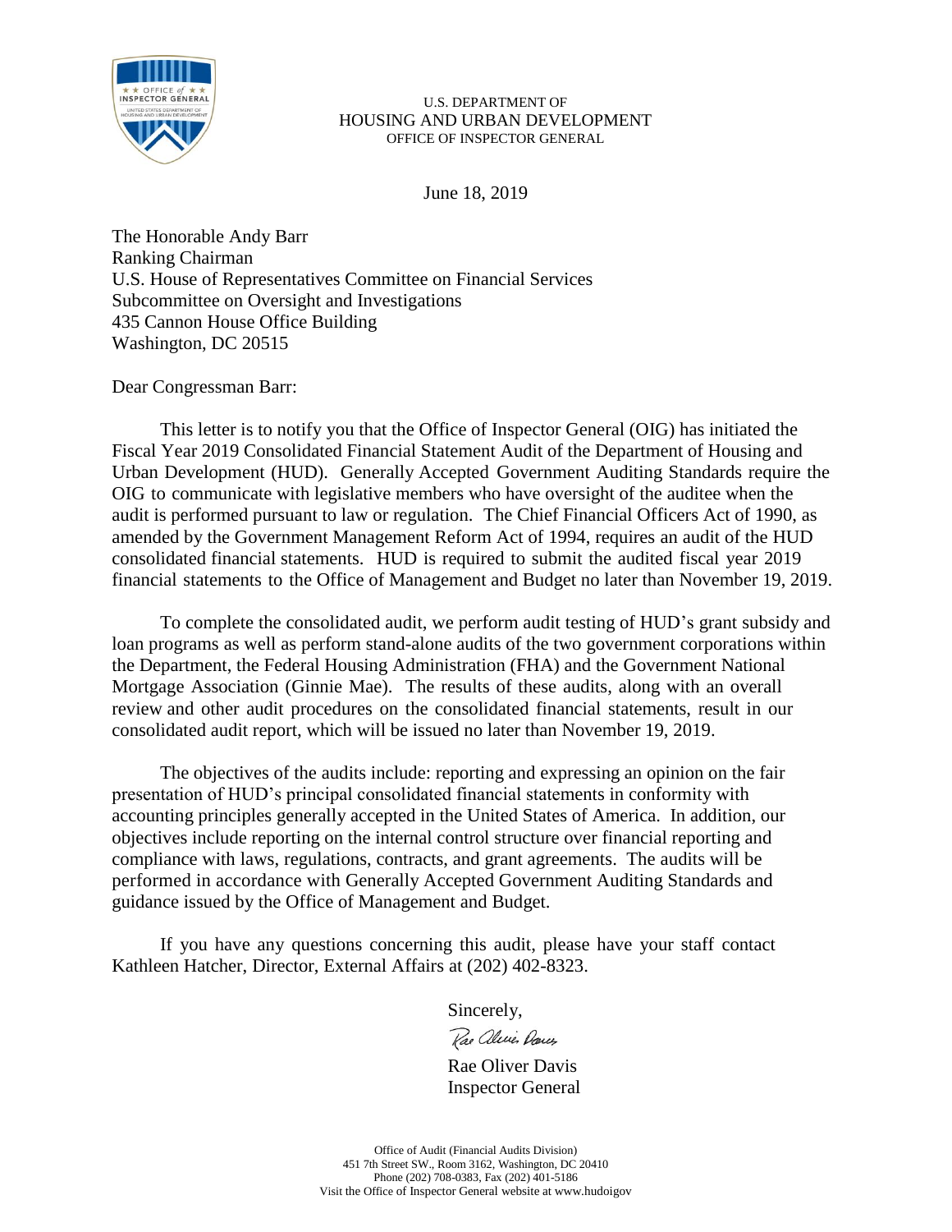U.S. DEPARTMENT OF
HOUSING AND URBAN DEVELOPMENT
OFFICE OF INSPECTOR GENERAL

June 18, 2019

The Honorable Andy Barr
Ranking Chairman
U.S. House of Representatives Committee on Financial Services
Subcommittee on Oversight and Investigations
435 Cannon House Office Building
Washington, DC 20515

Dear Congressman Barr:

This letter is to notify you that the Office of Inspector General (OIG) has initiated the Fiscal Year 2019 Consolidated Financial Statement Audit of the Department of Housing and Urban Development (HUD). Generally Accepted Government Auditing Standards require the OIG to communicate with legislative members who have oversight of the auditee when the audit is performed pursuant to law or regulation. The Chief Financial Officers Act of 1990, as amended by the Government Management Reform Act of 1994, requires an audit of the HUD consolidated financial statements. HUD is required to submit the audited fiscal year 2019 financial statements to the Office of Management and Budget no later than November 19, 2019.

To complete the consolidated audit, we perform audit testing of HUD's grant subsidy and loan programs as well as perform stand-alone audits of the two government corporations within the Department, the Federal Housing Administration (FHA) and the Government National Mortgage Association (Ginnie Mae). The results of these audits, along with an overall review and other audit procedures on the consolidated financial statements, result in our consolidated audit report, which will be issued no later than November 19, 2019.

The objectives of the audits include: reporting and expressing an opinion on the fair presentation of HUD's principal consolidated financial statements in conformity with accounting principles generally accepted in the United States of America. In addition, our objectives include reporting on the internal control structure over financial reporting and compliance with laws, regulations, contracts, and grant agreements. The audits will be performed in accordance with Generally Accepted Government Auditing Standards and guidance issued by the Office of Management and Budget.

If you have any questions concerning this audit, please have your staff contact Kathleen Hatcher, Director, External Affairs at (202) 402-8323.

Sincerely,

Rae Oliver Davis
Inspector General

Office of Audit (Financial Audits Division)
451 7th Street SW., Room 3162, Washington, DC 20410
Phone (202) 708-0383, Fax (202) 401-5186
Visit the Office of Inspector General website at www.hudoigov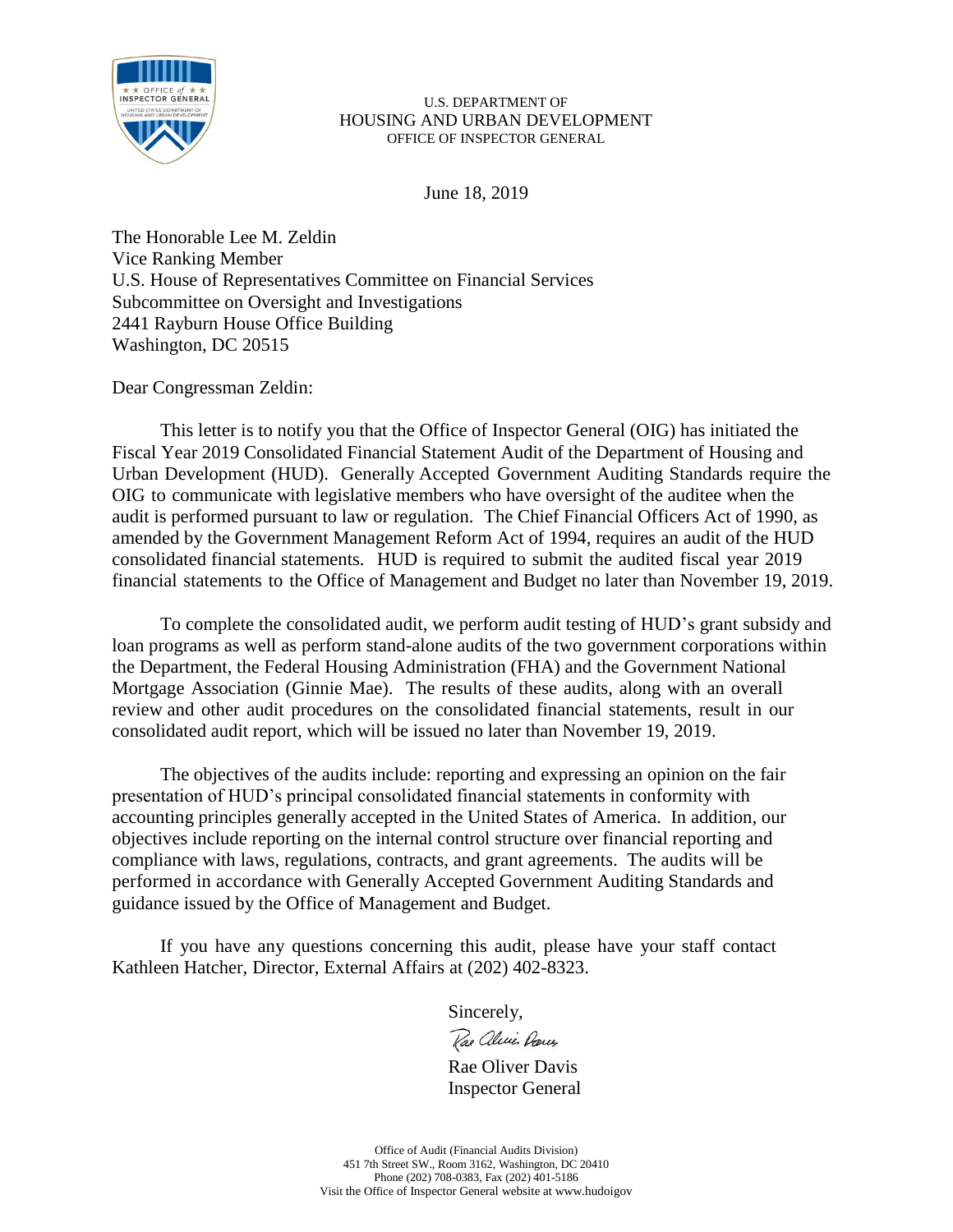U.S. DEPARTMENT OF
HOUSING AND URBAN DEVELOPMENT
OFFICE OF INSPECTOR GENERAL

June 18, 2019

The Honorable Lee M. Zeldin
Vice Ranking Member
U.S. House of Representatives Committee on Financial Services
Subcommittee on Oversight and Investigations
2441 Rayburn House Office Building
Washington, DC 20515

Dear Congressman Zeldin:

This letter is to notify you that the Office of Inspector General (OIG) has initiated the Fiscal Year 2019 Consolidated Financial Statement Audit of the Department of Housing and Urban Development (HUD). Generally Accepted Government Auditing Standards require the OIG to communicate with legislative members who have oversight of the auditee when the audit is performed pursuant to law or regulation. The Chief Financial Officers Act of 1990, as amended by the Government Management Reform Act of 1994, requires an audit of the HUD consolidated financial statements. HUD is required to submit the audited fiscal year 2019 financial statements to the Office of Management and Budget no later than November 19, 2019.

To complete the consolidated audit, we perform audit testing of HUD's grant subsidy and loan programs as well as perform stand-alone audits of the two government corporations within the Department, the Federal Housing Administration (FHA) and the Government National Mortgage Association (Ginnie Mae). The results of these audits, along with an overall review and other audit procedures on the consolidated financial statements, result in our consolidated audit report, which will be issued no later than November 19, 2019.

The objectives of the audits include: reporting and expressing an opinion on the fair presentation of HUD's principal consolidated financial statements in conformity with accounting principles generally accepted in the United States of America. In addition, our objectives include reporting on the internal control structure over financial reporting and compliance with laws, regulations, contracts, and grant agreements. The audits will be performed in accordance with Generally Accepted Government Auditing Standards and guidance issued by the Office of Management and Budget.

If you have any questions concerning this audit, please have your staff contact Kathleen Hatcher, Director, External Affairs at (202) 402-8323.

Sincerely,

Rae Oliver Davis
Inspector General

Office of Audit (Financial Audits Division)
451 7th Street SW., Room 3162, Washington, DC 20410
Phone (202) 708-0383, Fax (202) 401-5186
Visit the Office of Inspector General website at www.hudoigov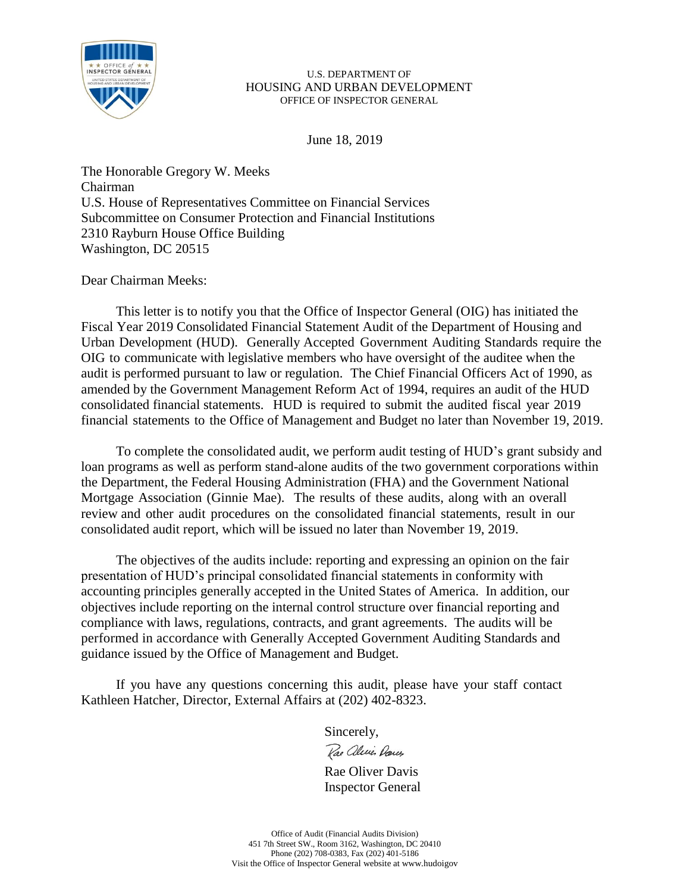U.S. DEPARTMENT OF
HOUSING AND URBAN DEVELOPMENT
OFFICE OF INSPECTOR GENERAL

June 18, 2019

The Honorable Gregory W. Meeks
Chairman
U.S. House of Representatives Committee on Financial Services
Subcommittee on Consumer Protection and Financial Institutions
2310 Rayburn House Office Building
Washington, DC 20515

Dear Chairman Meeks:

This letter is to notify you that the Office of Inspector General (OIG) has initiated the Fiscal Year 2019 Consolidated Financial Statement Audit of the Department of Housing and Urban Development (HUD). Generally Accepted Government Auditing Standards require the OIG to communicate with legislative members who have oversight of the auditee when the audit is performed pursuant to law or regulation. The Chief Financial Officers Act of 1990, as amended by the Government Management Reform Act of 1994, requires an audit of the HUD consolidated financial statements. HUD is required to submit the audited fiscal year 2019 financial statements to the Office of Management and Budget no later than November 19, 2019.

To complete the consolidated audit, we perform audit testing of HUD's grant subsidy and loan programs as well as perform stand-alone audits of the two government corporations within the Department, the Federal Housing Administration (FHA) and the Government National Mortgage Association (Ginnie Mae). The results of these audits, along with an overall review and other audit procedures on the consolidated financial statements, result in our consolidated audit report, which will be issued no later than November 19, 2019.

The objectives of the audits include: reporting and expressing an opinion on the fair presentation of HUD's principal consolidated financial statements in conformity with accounting principles generally accepted in the United States of America. In addition, our objectives include reporting on the internal control structure over financial reporting and compliance with laws, regulations, contracts, and grant agreements. The audits will be performed in accordance with Generally Accepted Government Auditing Standards and guidance issued by the Office of Management and Budget.

If you have any questions concerning this audit, please have your staff contact Kathleen Hatcher, Director, External Affairs at (202) 402-8323.

Sincerely,

Rae Oliver Davis
Inspector General

Office of Audit (Financial Audits Division)
451 7th Street SW., Room 3162, Washington, DC 20410
Phone (202) 708-0383, Fax (202) 401-5186
Visit the Office of Inspector General website at www.hudoigov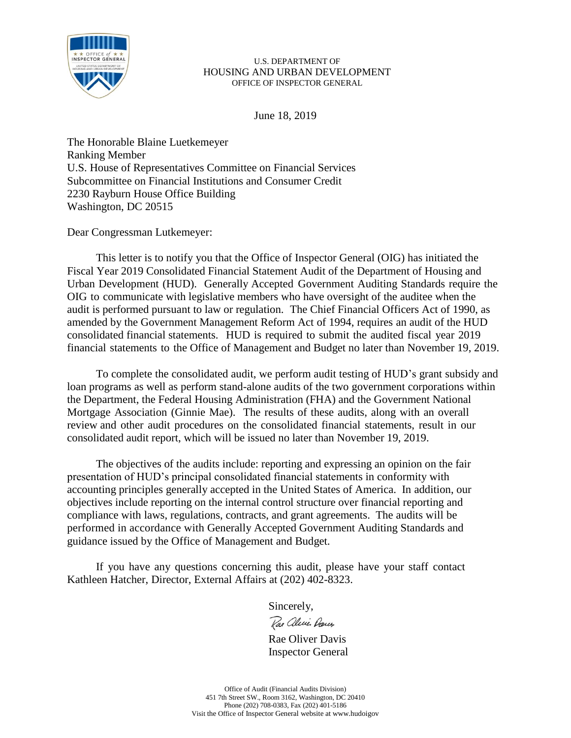U.S. DEPARTMENT OF
HOUSING AND URBAN DEVELOPMENT
OFFICE OF INSPECTOR GENERAL

June 18, 2019

The Honorable Blaine Luetkemeyer
Ranking Member
U.S. House of Representatives Committee on Financial Services
Subcommittee on Financial Institutions and Consumer Credit
2230 Rayburn House Office Building
Washington, DC 20515

Dear Congressman Luetkemeyer:

This letter is to notify you that the Office of Inspector General (OIG) has initiated the Fiscal Year 2019 Consolidated Financial Statement Audit of the Department of Housing and Urban Development (HUD). Generally Accepted Government Auditing Standards require the OIG to communicate with legislative members who have oversight of the auditee when the audit is performed pursuant to law or regulation. The Chief Financial Officers Act of 1990, as amended by the Government Management Reform Act of 1994, requires an audit of the HUD consolidated financial statements. HUD is required to submit the audited fiscal year 2019 financial statements to the Office of Management and Budget no later than November 19, 2019.

To complete the consolidated audit, we perform audit testing of HUD's grant subsidy and loan programs as well as perform stand-alone audits of the two government corporations within the Department, the Federal Housing Administration (FHA) and the Government National Mortgage Association (Ginnie Mae). The results of these audits, along with an overall review and other audit procedures on the consolidated financial statements, result in our consolidated audit report, which will be issued no later than November 19, 2019.

The objectives of the audits include: reporting and expressing an opinion on the fair presentation of HUD's principal consolidated financial statements in conformity with accounting principles generally accepted in the United States of America. In addition, our objectives include reporting on the internal control structure over financial reporting and compliance with laws, regulations, contracts, and grant agreements. The audits will be performed in accordance with Generally Accepted Government Auditing Standards and guidance issued by the Office of Management and Budget.

If you have any questions concerning this audit, please have your staff contact Kathleen Hatcher, Director, External Affairs at (202) 402-8323.

Sincerely,

Rae Oliver Davis
Inspector General

Office of Audit (Financial Audits Division)
451 7th Street SW., Room 3162, Washington, DC 20410
Phone (202) 708-0383, Fax (202) 401-5186
Visit the Office of Inspector General website at www.hudoigov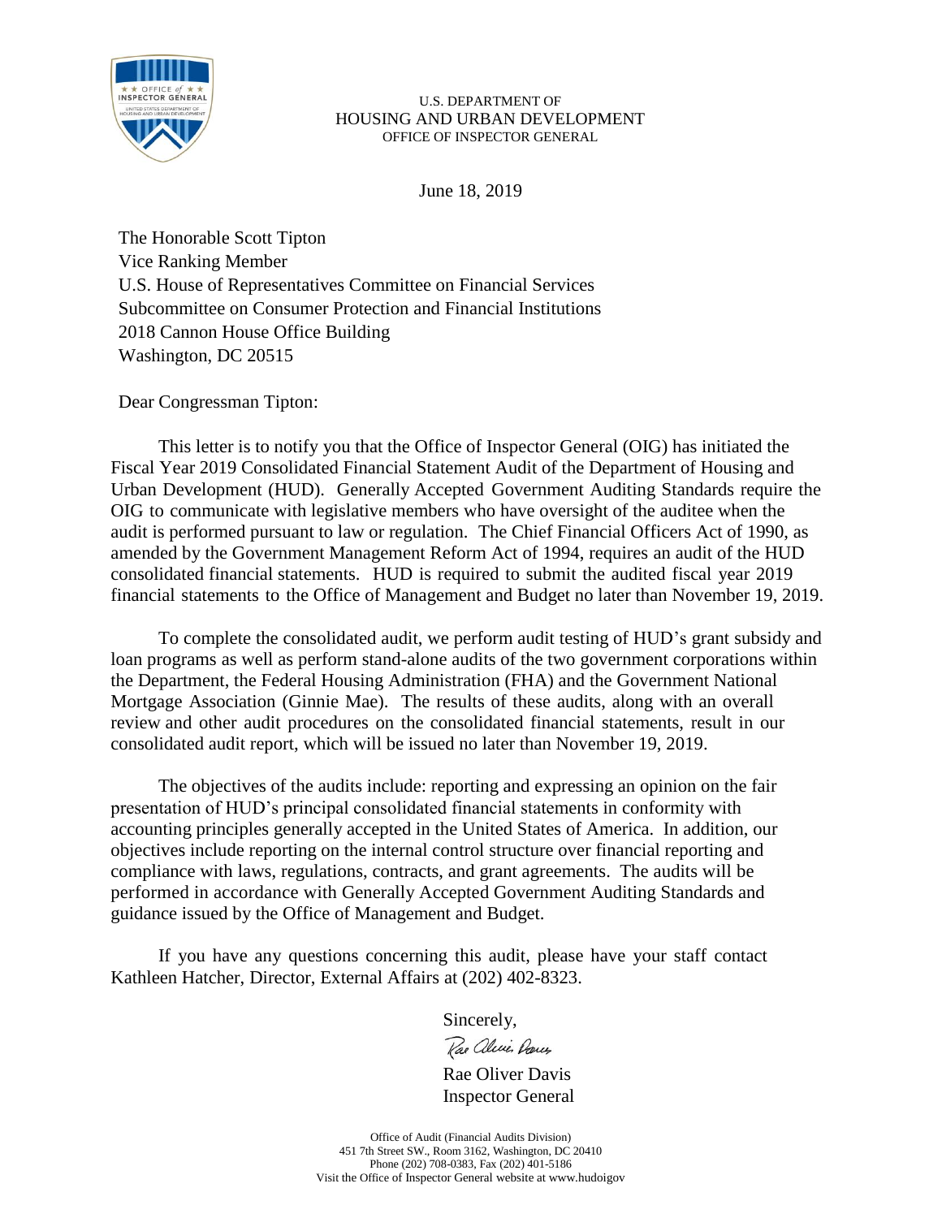U.S. DEPARTMENT OF
HOUSING AND URBAN DEVELOPMENT
OFFICE OF INSPECTOR GENERAL

June 18, 2019

The Honorable Scott Tipton
Vice Ranking Member
U.S. House of Representatives Committee on Financial Services
Subcommittee on Consumer Protection and Financial Institutions
2018 Cannon House Office Building
Washington, DC 20515

Dear Congressman Tipton:

This letter is to notify you that the Office of Inspector General (OIG) has initiated the Fiscal Year 2019 Consolidated Financial Statement Audit of the Department of Housing and Urban Development (HUD). Generally Accepted Government Auditing Standards require the OIG to communicate with legislative members who have oversight of the auditee when the audit is performed pursuant to law or regulation. The Chief Financial Officers Act of 1990, as amended by the Government Management Reform Act of 1994, requires an audit of the HUD consolidated financial statements. HUD is required to submit the audited fiscal year 2019 financial statements to the Office of Management and Budget no later than November 19, 2019.

To complete the consolidated audit, we perform audit testing of HUD's grant subsidy and loan programs as well as perform stand-alone audits of the two government corporations within the Department, the Federal Housing Administration (FHA) and the Government National Mortgage Association (Ginnie Mae). The results of these audits, along with an overall review and other audit procedures on the consolidated financial statements, result in our consolidated audit report, which will be issued no later than November 19, 2019.

The objectives of the audits include: reporting and expressing an opinion on the fair presentation of HUD's principal consolidated financial statements in conformity with accounting principles generally accepted in the United States of America. In addition, our objectives include reporting on the internal control structure over financial reporting and compliance with laws, regulations, contracts, and grant agreements. The audits will be performed in accordance with Generally Accepted Government Auditing Standards and guidance issued by the Office of Management and Budget.

If you have any questions concerning this audit, please have your staff contact Kathleen Hatcher, Director, External Affairs at (202) 402-8323.

Sincerely,

Rae Oliver Davis
Inspector General

Office of Audit (Financial Audits Division)
451 7th Street SW., Room 3162, Washington, DC 20410
Phone (202) 708-0383, Fax (202) 401-5186
Visit the Office of Inspector General website at www.hudoigov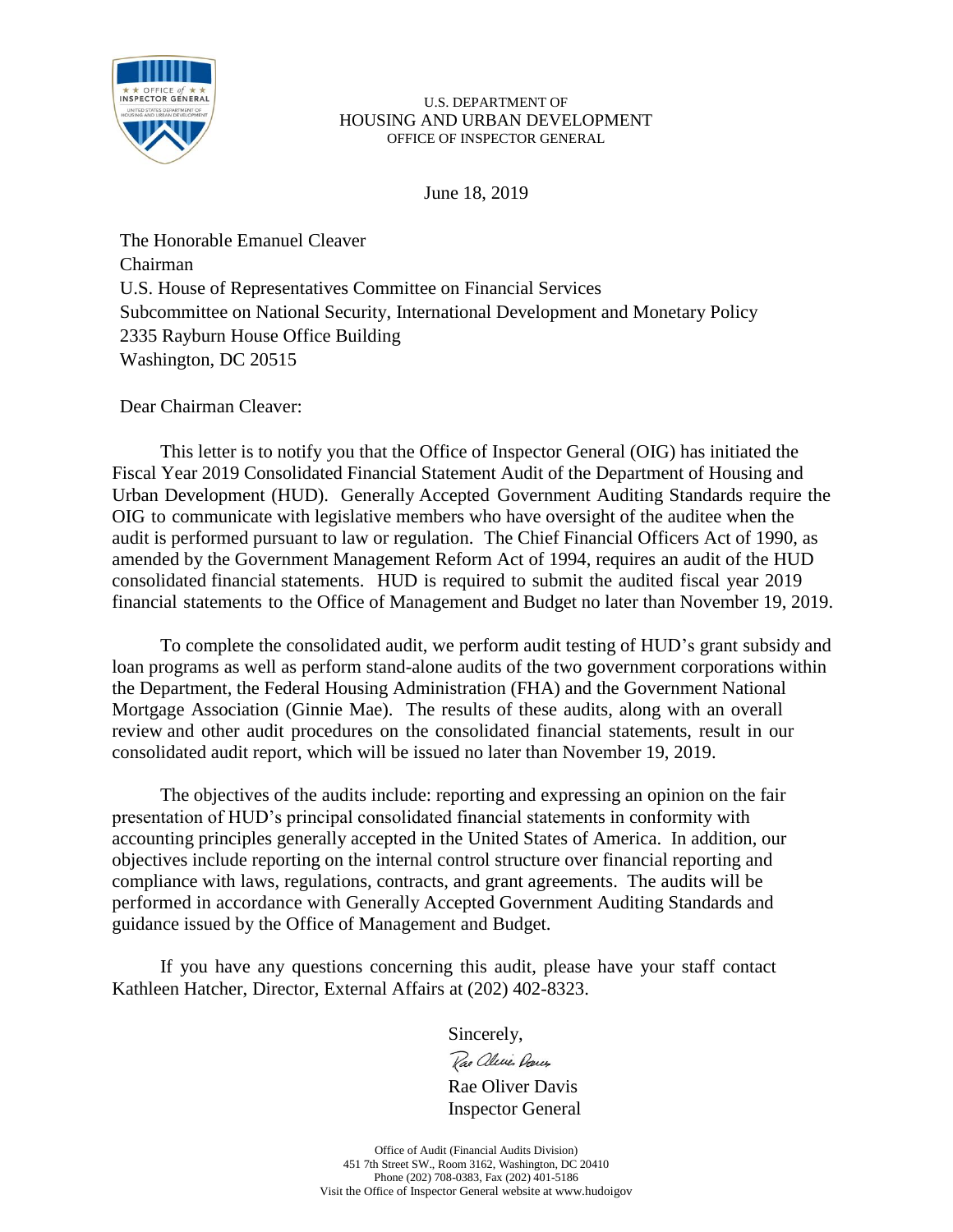U.S. DEPARTMENT OF
HOUSING AND URBAN DEVELOPMENT
OFFICE OF INSPECTOR GENERAL

June 18, 2019

The Honorable Emanuel Cleaver
Chairman
U.S. House of Representatives Committee on Financial Services
Subcommittee on National Security, International Development and Monetary Policy
2335 Rayburn House Office Building
Washington, DC 20515

Dear Chairman Cleaver:

This letter is to notify you that the Office of Inspector General (OIG) has initiated the Fiscal Year 2019 Consolidated Financial Statement Audit of the Department of Housing and Urban Development (HUD). Generally Accepted Government Auditing Standards require the OIG to communicate with legislative members who have oversight of the auditee when the audit is performed pursuant to law or regulation. The Chief Financial Officers Act of 1990, as amended by the Government Management Reform Act of 1994, requires an audit of the HUD consolidated financial statements. HUD is required to submit the audited fiscal year 2019 financial statements to the Office of Management and Budget no later than November 19, 2019.

To complete the consolidated audit, we perform audit testing of HUD's grant subsidy and loan programs as well as perform stand-alone audits of the two government corporations within the Department, the Federal Housing Administration (FHA) and the Government National Mortgage Association (Ginnie Mae). The results of these audits, along with an overall review and other audit procedures on the consolidated financial statements, result in our consolidated audit report, which will be issued no later than November 19, 2019.

The objectives of the audits include: reporting and expressing an opinion on the fair presentation of HUD's principal consolidated financial statements in conformity with accounting principles generally accepted in the United States of America. In addition, our objectives include reporting on the internal control structure over financial reporting and compliance with laws, regulations, contracts, and grant agreements. The audits will be performed in accordance with Generally Accepted Government Auditing Standards and guidance issued by the Office of Management and Budget.

If you have any questions concerning this audit, please have your staff contact Kathleen Hatcher, Director, External Affairs at (202) 402-8323.

Sincerely,

Rae Oliver Davis
Inspector General

Office of Audit (Financial Audits Division)
451 7th Street SW., Room 3162, Washington, DC 20410
Phone (202) 708-0383, Fax (202) 401-5186
Visit the Office of Inspector General website at www.hudoigov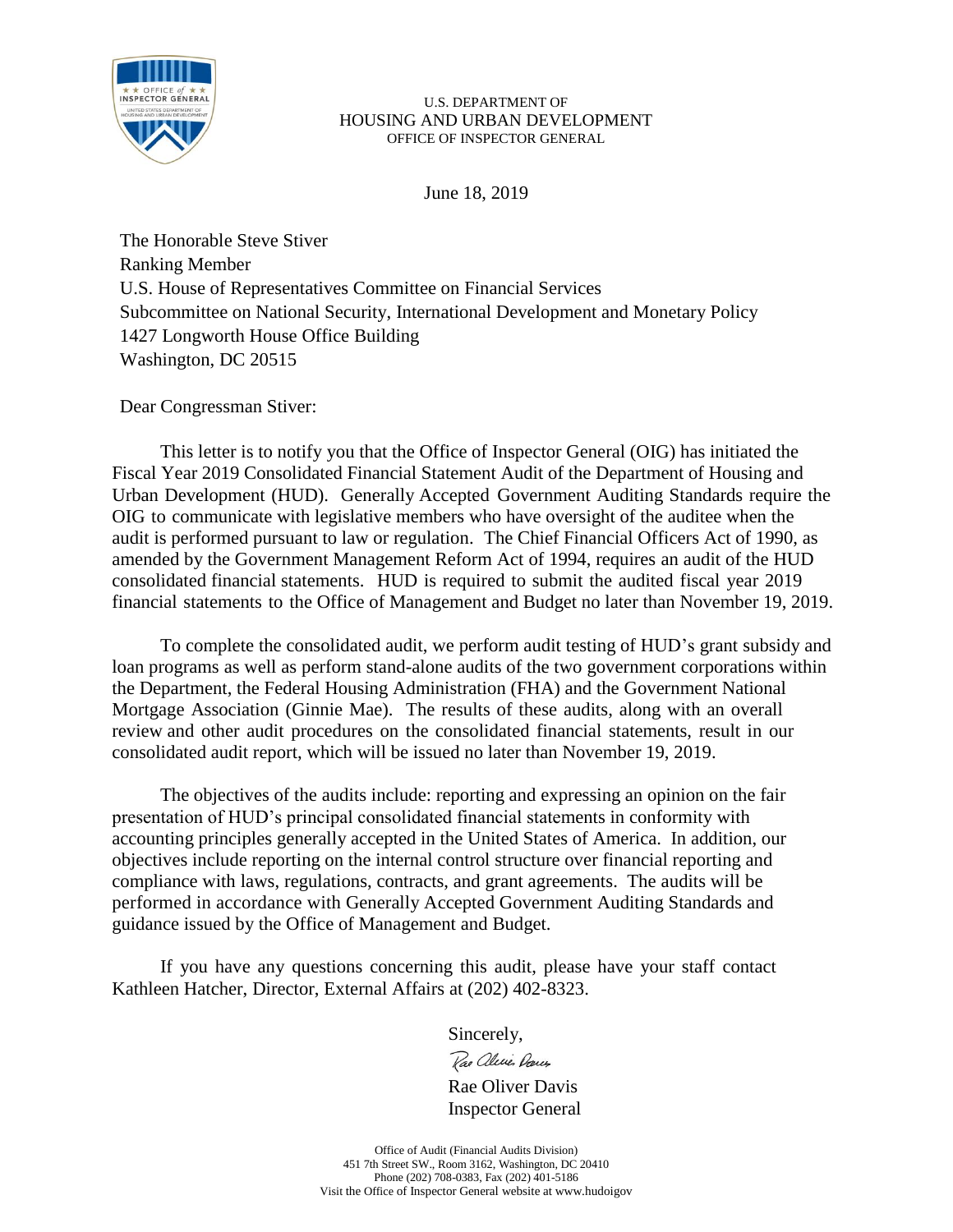U.S. DEPARTMENT OF
HOUSING AND URBAN DEVELOPMENT
OFFICE OF INSPECTOR GENERAL

June 18, 2019

The Honorable Steve Stiver
Ranking Member
U.S. House of Representatives Committee on Financial Services
Subcommittee on National Security, International Development and Monetary Policy
1427 Longworth House Office Building
Washington, DC 20515

Dear Congressman Stiver:

This letter is to notify you that the Office of Inspector General (OIG) has initiated the Fiscal Year 2019 Consolidated Financial Statement Audit of the Department of Housing and Urban Development (HUD). Generally Accepted Government Auditing Standards require the OIG to communicate with legislative members who have oversight of the auditee when the audit is performed pursuant to law or regulation. The Chief Financial Officers Act of 1990, as amended by the Government Management Reform Act of 1994, requires an audit of the HUD consolidated financial statements. HUD is required to submit the audited fiscal year 2019 financial statements to the Office of Management and Budget no later than November 19, 2019.

To complete the consolidated audit, we perform audit testing of HUD's grant subsidy and loan programs as well as perform stand-alone audits of the two government corporations within the Department, the Federal Housing Administration (FHA) and the Government National Mortgage Association (Ginnie Mae). The results of these audits, along with an overall review and other audit procedures on the consolidated financial statements, result in our consolidated audit report, which will be issued no later than November 19, 2019.

The objectives of the audits include: reporting and expressing an opinion on the fair presentation of HUD's principal consolidated financial statements in conformity with accounting principles generally accepted in the United States of America. In addition, our objectives include reporting on the internal control structure over financial reporting and compliance with laws, regulations, contracts, and grant agreements. The audits will be performed in accordance with Generally Accepted Government Auditing Standards and guidance issued by the Office of Management and Budget.

If you have any questions concerning this audit, please have your staff contact Kathleen Hatcher, Director, External Affairs at (202) 402-8323.

Sincerely,

Rae Oliver Davis
Inspector General

Office of Audit (Financial Audits Division)
451 7th Street SW., Room 3162, Washington, DC 20410
Phone (202) 708-0383, Fax (202) 401-5186
Visit the Office of Inspector General website at www.hudoigov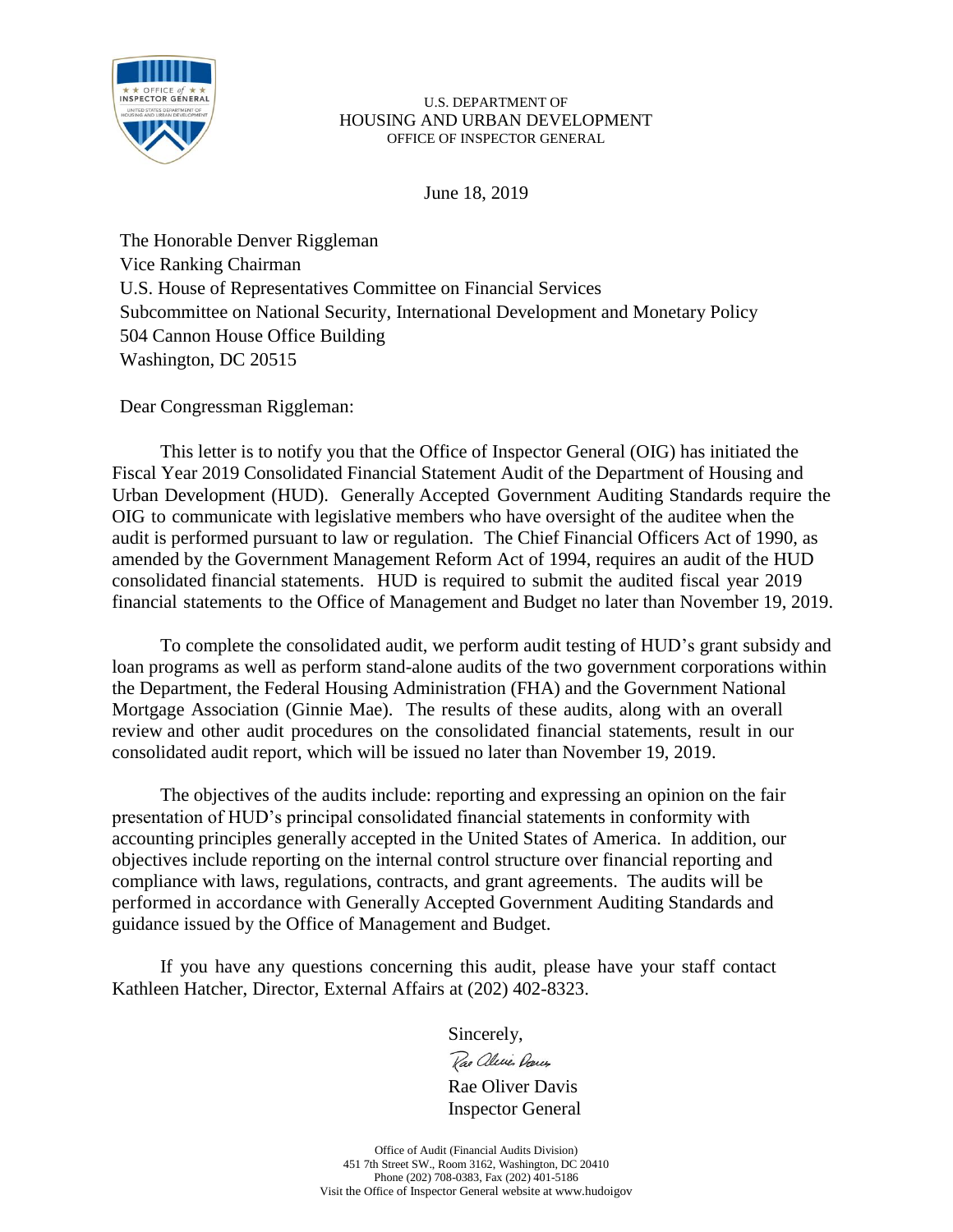U.S. DEPARTMENT OF
HOUSING AND URBAN DEVELOPMENT
OFFICE OF INSPECTOR GENERAL

June 18, 2019

The Honorable Denver Riggleman
Vice Ranking Chairman
U.S. House of Representatives Committee on Financial Services
Subcommittee on National Security, International Development and Monetary Policy
504 Cannon House Office Building
Washington, DC 20515

Dear Congressman Riggleman:

This letter is to notify you that the Office of Inspector General (OIG) has initiated the Fiscal Year 2019 Consolidated Financial Statement Audit of the Department of Housing and Urban Development (HUD). Generally Accepted Government Auditing Standards require the OIG to communicate with legislative members who have oversight of the auditee when the audit is performed pursuant to law or regulation. The Chief Financial Officers Act of 1990, as amended by the Government Management Reform Act of 1994, requires an audit of the HUD consolidated financial statements. HUD is required to submit the audited fiscal year 2019 financial statements to the Office of Management and Budget no later than November 19, 2019.

To complete the consolidated audit, we perform audit testing of HUD's grant subsidy and loan programs as well as perform stand-alone audits of the two government corporations within the Department, the Federal Housing Administration (FHA) and the Government National Mortgage Association (Ginnie Mae). The results of these audits, along with an overall review and other audit procedures on the consolidated financial statements, result in our consolidated audit report, which will be issued no later than November 19, 2019.

The objectives of the audits include: reporting and expressing an opinion on the fair presentation of HUD's principal consolidated financial statements in conformity with accounting principles generally accepted in the United States of America. In addition, our objectives include reporting on the internal control structure over financial reporting and compliance with laws, regulations, contracts, and grant agreements. The audits will be performed in accordance with Generally Accepted Government Auditing Standards and guidance issued by the Office of Management and Budget.

If you have any questions concerning this audit, please have your staff contact Kathleen Hatcher, Director, External Affairs at (202) 402-8323.

Sincerely,

Rae Oliver Davis
Inspector General

Office of Audit (Financial Audits Division)
451 7th Street SW., Room 3162, Washington, DC 20410
Phone (202) 708-0383, Fax (202) 401-5186
Visit the Office of Inspector General website at www.hudoigov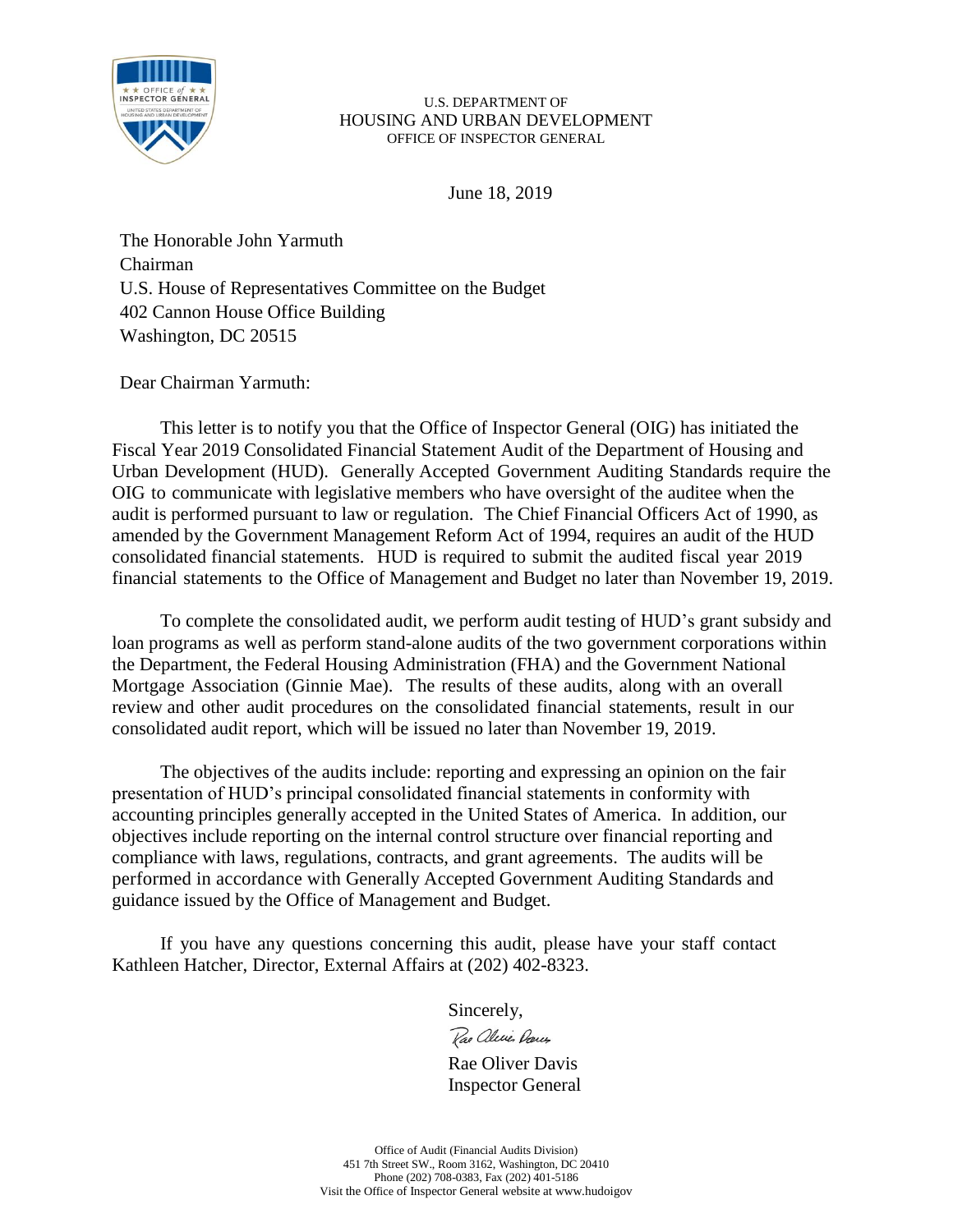U.S. DEPARTMENT OF
HOUSING AND URBAN DEVELOPMENT
OFFICE OF INSPECTOR GENERAL

June 18, 2019

The Honorable John Yarmuth
Chairman
U.S. House of Representatives Committee on the Budget
402 Cannon House Office Building
Washington, DC 20515

Dear Chairman Yarmuth:

This letter is to notify you that the Office of Inspector General (OIG) has initiated the Fiscal Year 2019 Consolidated Financial Statement Audit of the Department of Housing and Urban Development (HUD). Generally Accepted Government Auditing Standards require the OIG to communicate with legislative members who have oversight of the auditee when the audit is performed pursuant to law or regulation. The Chief Financial Officers Act of 1990, as amended by the Government Management Reform Act of 1994, requires an audit of the HUD consolidated financial statements. HUD is required to submit the audited fiscal year 2019 financial statements to the Office of Management and Budget no later than November 19, 2019.

To complete the consolidated audit, we perform audit testing of HUD's grant subsidy and loan programs as well as perform stand-alone audits of the two government corporations within the Department, the Federal Housing Administration (FHA) and the Government National Mortgage Association (Ginnie Mae). The results of these audits, along with an overall review and other audit procedures on the consolidated financial statements, result in our consolidated audit report, which will be issued no later than November 19, 2019.

The objectives of the audits include: reporting and expressing an opinion on the fair presentation of HUD's principal consolidated financial statements in conformity with accounting principles generally accepted in the United States of America. In addition, our objectives include reporting on the internal control structure over financial reporting and compliance with laws, regulations, contracts, and grant agreements. The audits will be performed in accordance with Generally Accepted Government Auditing Standards and guidance issued by the Office of Management and Budget.

If you have any questions concerning this audit, please have your staff contact Kathleen Hatcher, Director, External Affairs at (202) 402-8323.

Sincerely,

Rae Oliver Davis
Inspector General

Office of Audit (Financial Audits Division)
451 7th Street SW., Room 3162, Washington, DC 20410
Phone (202) 708-0383, Fax (202) 401-5186
Visit the Office of Inspector General website at www.hudoigov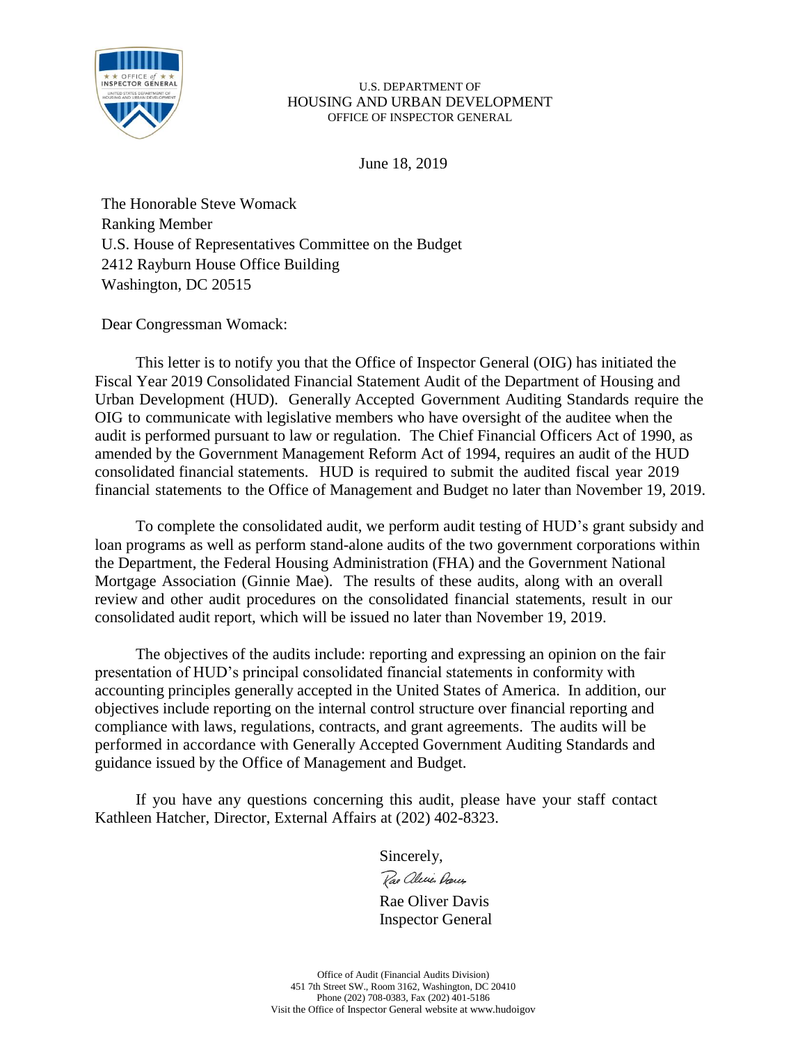U.S. DEPARTMENT OF
HOUSING AND URBAN DEVELOPMENT
OFFICE OF INSPECTOR GENERAL

June 18, 2019

The Honorable Steve Womack
Ranking Member
U.S. House of Representatives Committee on the Budget
2412 Rayburn House Office Building
Washington, DC 20515

Dear Congressman Womack:

This letter is to notify you that the Office of Inspector General (OIG) has initiated the Fiscal Year 2019 Consolidated Financial Statement Audit of the Department of Housing and Urban Development (HUD). Generally Accepted Government Auditing Standards require the OIG to communicate with legislative members who have oversight of the auditee when the audit is performed pursuant to law or regulation. The Chief Financial Officers Act of 1990, as amended by the Government Management Reform Act of 1994, requires an audit of the HUD consolidated financial statements. HUD is required to submit the audited fiscal year 2019 financial statements to the Office of Management and Budget no later than November 19, 2019.

To complete the consolidated audit, we perform audit testing of HUD's grant subsidy and loan programs as well as perform stand-alone audits of the two government corporations within the Department, the Federal Housing Administration (FHA) and the Government National Mortgage Association (Ginnie Mae). The results of these audits, along with an overall review and other audit procedures on the consolidated financial statements, result in our consolidated audit report, which will be issued no later than November 19, 2019.

The objectives of the audits include: reporting and expressing an opinion on the fair presentation of HUD's principal consolidated financial statements in conformity with accounting principles generally accepted in the United States of America. In addition, our objectives include reporting on the internal control structure over financial reporting and compliance with laws, regulations, contracts, and grant agreements. The audits will be performed in accordance with Generally Accepted Government Auditing Standards and guidance issued by the Office of Management and Budget.

If you have any questions concerning this audit, please have your staff contact Kathleen Hatcher, Director, External Affairs at (202) 402-8323.

Sincerely,

Rae Oliver Davis
Inspector General

Office of Audit (Financial Audits Division)
451 7th Street SW., Room 3162, Washington, DC 20410
Phone (202) 708-0383, Fax (202) 401-5186
Visit the Office of Inspector General website at www.hudoigov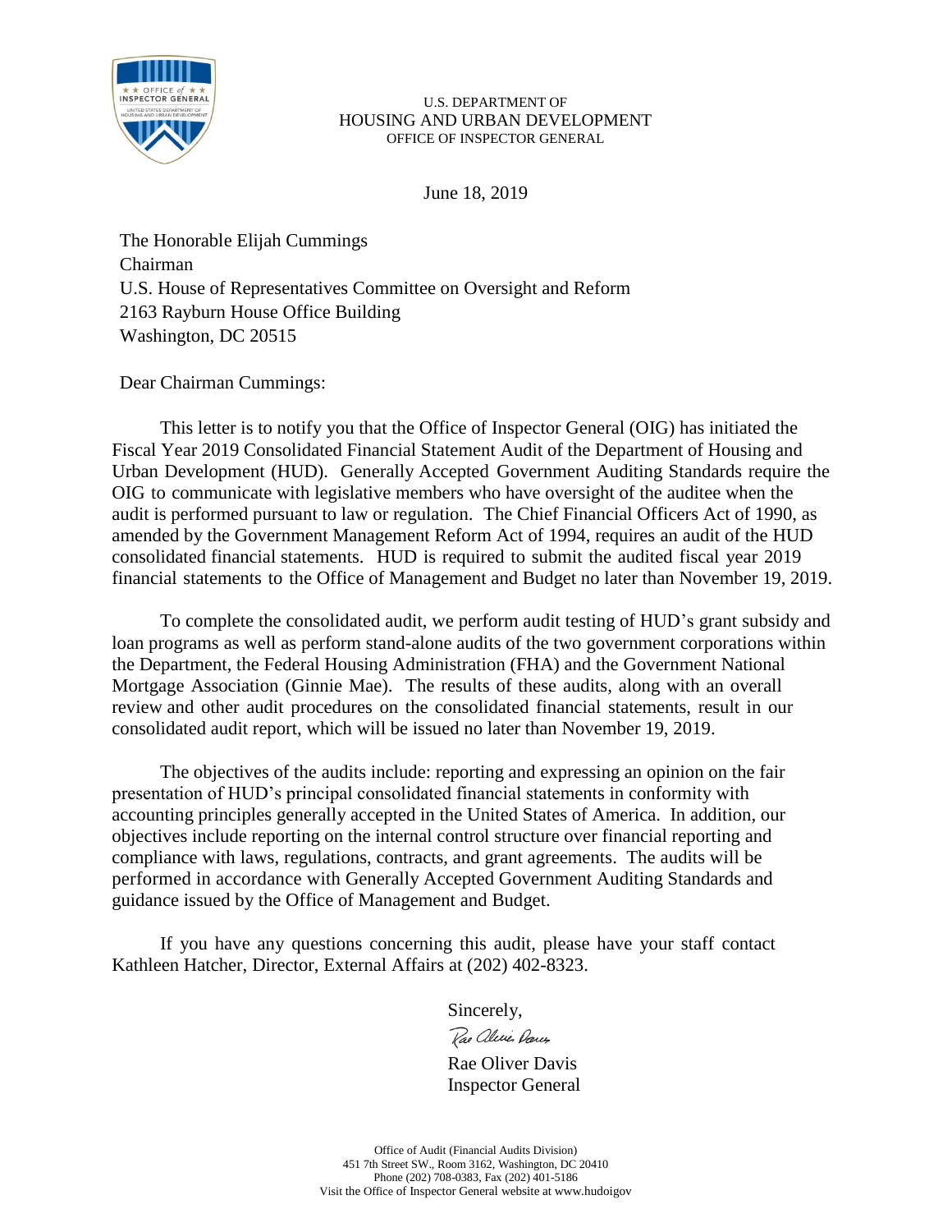U.S. DEPARTMENT OF
HOUSING AND URBAN DEVELOPMENT
OFFICE OF INSPECTOR GENERAL

June 18, 2019

The Honorable Elijah Cummings
Chairman
U.S. House of Representatives Committee on Oversight and Reform
2163 Rayburn House Office Building
Washington, DC 20515

Dear Chairman Cummings:

This letter is to notify you that the Office of Inspector General (OIG) has initiated the Fiscal Year 2019 Consolidated Financial Statement Audit of the Department of Housing and Urban Development (HUD). Generally Accepted Government Auditing Standards require the OIG to communicate with legislative members who have oversight of the auditee when the audit is performed pursuant to law or regulation. The Chief Financial Officers Act of 1990, as amended by the Government Management Reform Act of 1994, requires an audit of the HUD consolidated financial statements. HUD is required to submit the audited fiscal year 2019 financial statements to the Office of Management and Budget no later than November 19, 2019.

To complete the consolidated audit, we perform audit testing of HUD's grant subsidy and loan programs as well as perform stand-alone audits of the two government corporations within the Department, the Federal Housing Administration (FHA) and the Government National Mortgage Association (Ginnie Mae). The results of these audits, along with an overall review and other audit procedures on the consolidated financial statements, result in our consolidated audit report, which will be issued no later than November 19, 2019.

The objectives of the audits include: reporting and expressing an opinion on the fair presentation of HUD's principal consolidated financial statements in conformity with accounting principles generally accepted in the United States of America. In addition, our objectives include reporting on the internal control structure over financial reporting and compliance with laws, regulations, contracts, and grant agreements. The audits will be performed in accordance with Generally Accepted Government Auditing Standards and guidance issued by the Office of Management and Budget.

If you have any questions concerning this audit, please have your staff contact Kathleen Hatcher, Director, External Affairs at (202) 402-8323.

Sincerely,

Rae Oliver Davis
Inspector General

Office of Audit (Financial Audits Division)
451 7th Street SW., Room 3162, Washington, DC 20410
Phone (202) 708-0383, Fax (202) 401-5186
Visit the Office of Inspector General website at www.hudoigov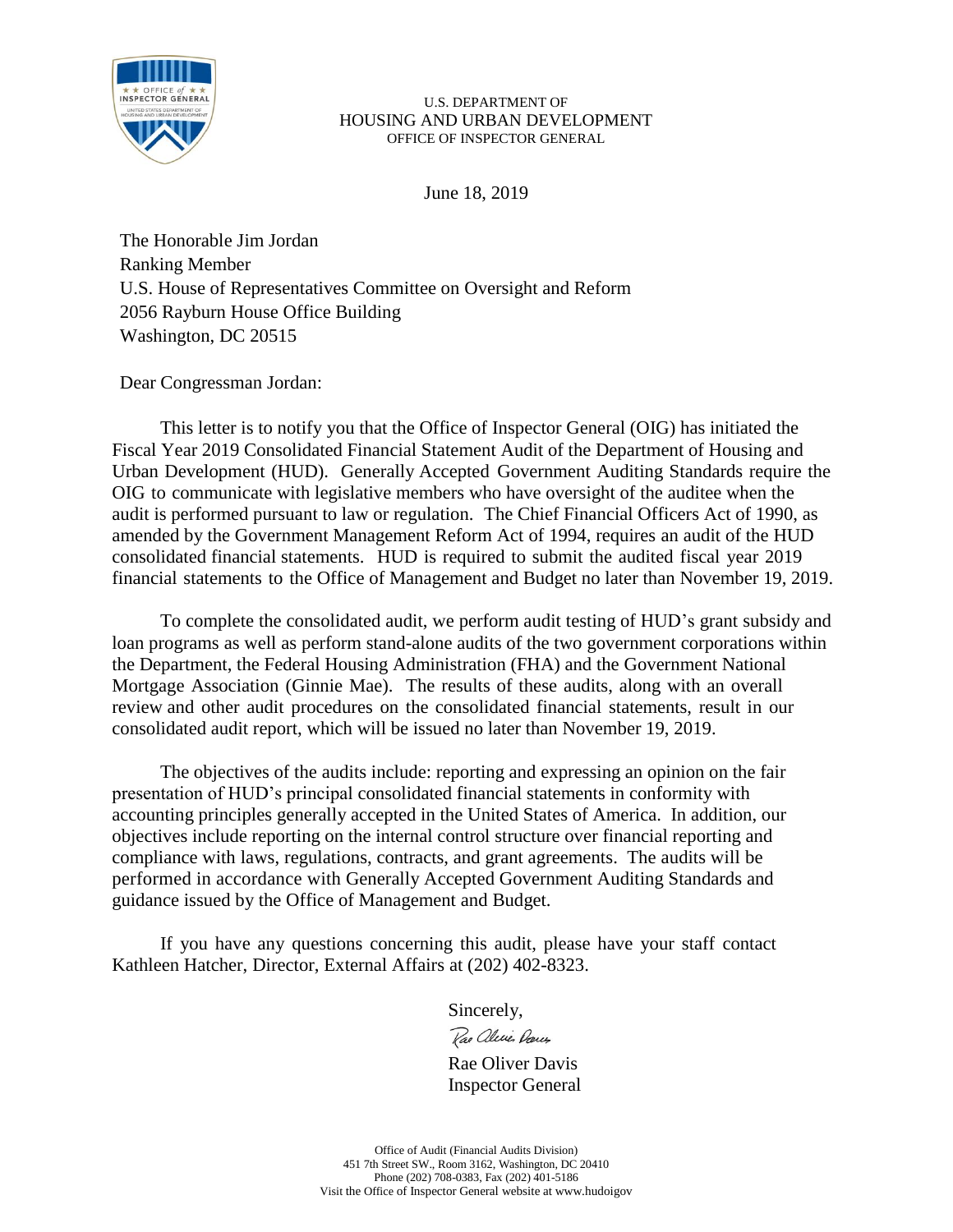U.S. DEPARTMENT OF
HOUSING AND URBAN DEVELOPMENT
OFFICE OF INSPECTOR GENERAL

June 18, 2019

The Honorable Jim Jordan
Ranking Member
U.S. House of Representatives Committee on Oversight and Reform
2056 Rayburn House Office Building
Washington, DC 20515

Dear Congressman Jordan:

This letter is to notify you that the Office of Inspector General (OIG) has initiated the Fiscal Year 2019 Consolidated Financial Statement Audit of the Department of Housing and Urban Development (HUD). Generally Accepted Government Auditing Standards require the OIG to communicate with legislative members who have oversight of the auditee when the audit is performed pursuant to law or regulation. The Chief Financial Officers Act of 1990, as amended by the Government Management Reform Act of 1994, requires an audit of the HUD consolidated financial statements. HUD is required to submit the audited fiscal year 2019 financial statements to the Office of Management and Budget no later than November 19, 2019.

To complete the consolidated audit, we perform audit testing of HUD's grant subsidy and loan programs as well as perform stand-alone audits of the two government corporations within the Department, the Federal Housing Administration (FHA) and the Government National Mortgage Association (Ginnie Mae). The results of these audits, along with an overall review and other audit procedures on the consolidated financial statements, result in our consolidated audit report, which will be issued no later than November 19, 2019.

The objectives of the audits include: reporting and expressing an opinion on the fair presentation of HUD's principal consolidated financial statements in conformity with accounting principles generally accepted in the United States of America. In addition, our objectives include reporting on the internal control structure over financial reporting and compliance with laws, regulations, contracts, and grant agreements. The audits will be performed in accordance with Generally Accepted Government Auditing Standards and guidance issued by the Office of Management and Budget.

If you have any questions concerning this audit, please have your staff contact Kathleen Hatcher, Director, External Affairs at (202) 402-8323.

Sincerely,

Rae Oliver Davis
Inspector General

Office of Audit (Financial Audits Division)
451 7th Street SW., Room 3162, Washington, DC 20410
Phone (202) 708-0383, Fax (202) 401-5186
Visit the Office of Inspector General website at www.hudoigov